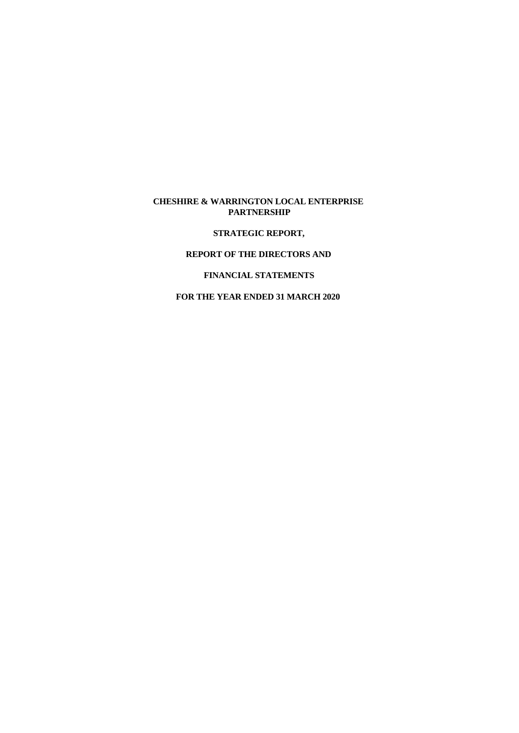# CHESHIRE & WARRINGTON LOCAL ENTERPRISE PARTNERSHIP

**STRATEGIC REPORT,**

**REPORT OF THE DIRECTORS AND**

**FINANCIAL STATEMENTS**

**FOR THE YEAR ENDED 31 MARCH 2020**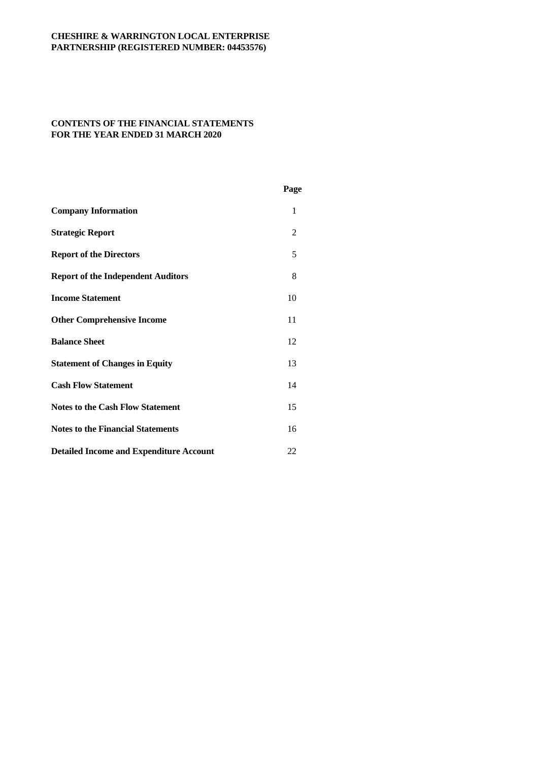**CHESHIRE & WARRINGTON LOCAL ENTERPRISE PARTNERSHIP (REGISTERED NUMBER: 04453576)**

**CONTENTS OF THE FINANCIAL STATEMENTS FOR THE YEAR ENDED 31 MARCH 2020**

| | Page |
|---|---|
| **Company Information** | 1 |
| **Strategic Report** | 2 |
| **Report of the Directors** | 5 |
| **Report of the Independent Auditors** | 8 |
| **Income Statement** | 10 |
| **Other Comprehensive Income** | 11 |
| **Balance Sheet** | 12 |
| **Statement of Changes in Equity** | 13 |
| **Cash Flow Statement** | 14 |
| **Notes to the Cash Flow Statement** | 15 |
| **Notes to the Financial Statements** | 16 |
| **Detailed Income and Expenditure Account** | 22 |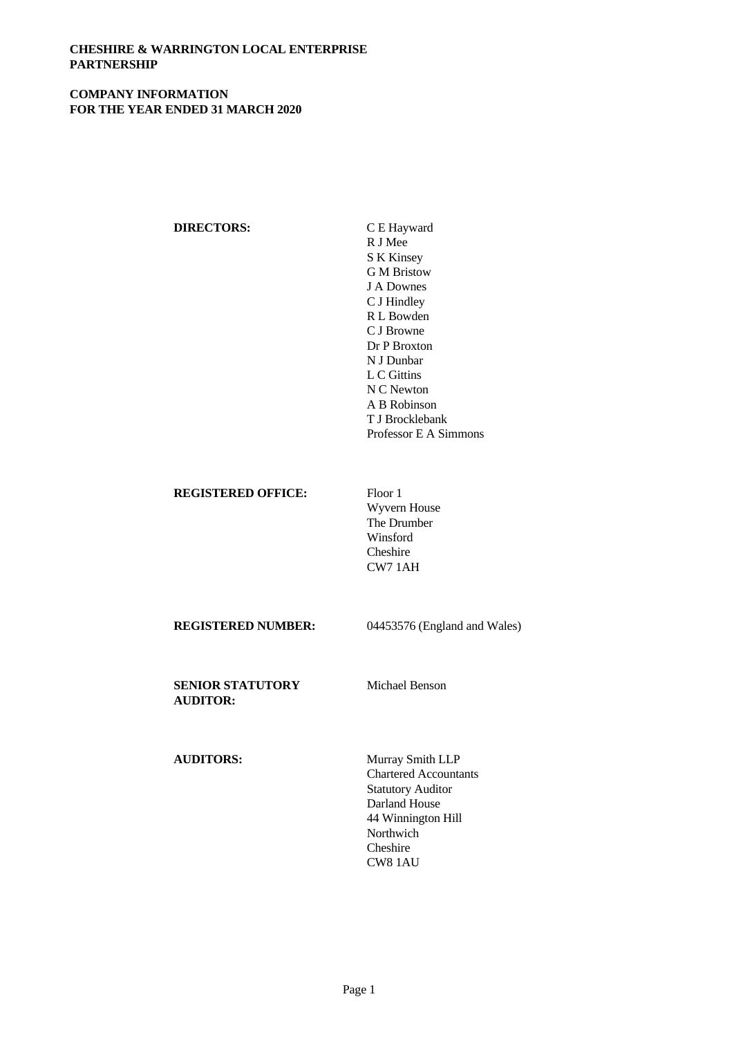# CHESHIRE & WARRINGTON LOCAL ENTERPRISE PARTNERSHIP

## COMPANY INFORMATION
## FOR THE YEAR ENDED 31 MARCH 2020

**DIRECTORS:**

C E Hayward
R J Mee
S K Kinsey
G M Bristow
J A Downes
C J Hindley
R L Bowden
C J Browne
Dr P Broxton
N J Dunbar
L C Gittins
N C Newton
A B Robinson
T J Brocklebank
Professor E A Simmons

**REGISTERED OFFICE:**

Floor 1
Wyvern House
The Drumber
Winsford
Cheshire
CW7 1AH

**REGISTERED NUMBER:** 04453576 (England and Wales)

**SENIOR STATUTORY AUDITOR:** Michael Benson

**AUDITORS:**

Murray Smith LLP
Chartered Accountants
Statutory Auditor
Darland House
44 Winnington Hill
Northwich
Cheshire
CW8 1AU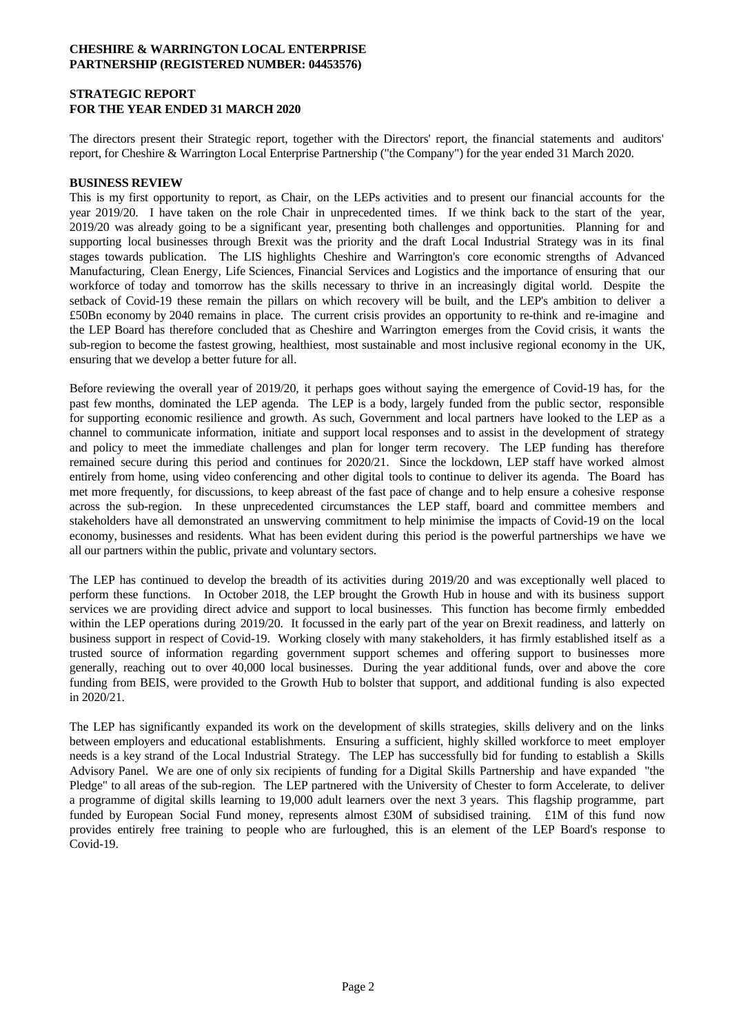**CHESHIRE & WARRINGTON LOCAL ENTERPRISE PARTNERSHIP (REGISTERED NUMBER: 04453576)**

**STRATEGIC REPORT**
**FOR THE YEAR ENDED 31 MARCH 2020**

The directors present their Strategic report, together with the Directors' report, the financial statements and auditors' report, for Cheshire & Warrington Local Enterprise Partnership ("the Company") for the year ended 31 March 2020.

**BUSINESS REVIEW**

This is my first opportunity to report, as Chair, on the LEPs activities and to present our financial accounts for the year 2019/20. I have taken on the role Chair in unprecedented times. If we think back to the start of the year, 2019/20 was already going to be a significant year, presenting both challenges and opportunities. Planning for and supporting local businesses through Brexit was the priority and the draft Local Industrial Strategy was in its final stages towards publication. The LIS highlights Cheshire and Warrington's core economic strengths of Advanced Manufacturing, Clean Energy, Life Sciences, Financial Services and Logistics and the importance of ensuring that our workforce of today and tomorrow has the skills necessary to thrive in an increasingly digital world. Despite the setback of Covid-19 these remain the pillars on which recovery will be built, and the LEP's ambition to deliver a £50Bn economy by 2040 remains in place. The current crisis provides an opportunity to re-think and re-imagine and the LEP Board has therefore concluded that as Cheshire and Warrington emerges from the Covid crisis, it wants the sub-region to become the fastest growing, healthiest, most sustainable and most inclusive regional economy in the UK, ensuring that we develop a better future for all.

Before reviewing the overall year of 2019/20, it perhaps goes without saying the emergence of Covid-19 has, for the past few months, dominated the LEP agenda. The LEP is a body, largely funded from the public sector, responsible for supporting economic resilience and growth. As such, Government and local partners have looked to the LEP as a channel to communicate information, initiate and support local responses and to assist in the development of strategy and policy to meet the immediate challenges and plan for longer term recovery. The LEP funding has therefore remained secure during this period and continues for 2020/21. Since the lockdown, LEP staff have worked almost entirely from home, using video conferencing and other digital tools to continue to deliver its agenda. The Board has met more frequently, for discussions, to keep abreast of the fast pace of change and to help ensure a cohesive response across the sub-region. In these unprecedented circumstances the LEP staff, board and committee members and stakeholders have all demonstrated an unswerving commitment to help minimise the impacts of Covid-19 on the local economy, businesses and residents. What has been evident during this period is the powerful partnerships we have we all our partners within the public, private and voluntary sectors.

The LEP has continued to develop the breadth of its activities during 2019/20 and was exceptionally well placed to perform these functions. In October 2018, the LEP brought the Growth Hub in house and with its business support services we are providing direct advice and support to local businesses. This function has become firmly embedded within the LEP operations during 2019/20. It focussed in the early part of the year on Brexit readiness, and latterly on business support in respect of Covid-19. Working closely with many stakeholders, it has firmly established itself as a trusted source of information regarding government support schemes and offering support to businesses more generally, reaching out to over 40,000 local businesses. During the year additional funds, over and above the core funding from BEIS, were provided to the Growth Hub to bolster that support, and additional funding is also expected in 2020/21.

The LEP has significantly expanded its work on the development of skills strategies, skills delivery and on the links between employers and educational establishments. Ensuring a sufficient, highly skilled workforce to meet employer needs is a key strand of the Local Industrial Strategy. The LEP has successfully bid for funding to establish a Skills Advisory Panel. We are one of only six recipients of funding for a Digital Skills Partnership and have expanded "the Pledge" to all areas of the sub-region. The LEP partnered with the University of Chester to form Accelerate, to deliver a programme of digital skills learning to 19,000 adult learners over the next 3 years. This flagship programme, part funded by European Social Fund money, represents almost £30M of subsidised training. £1M of this fund now provides entirely free training to people who are furloughed, this is an element of the LEP Board's response to Covid-19.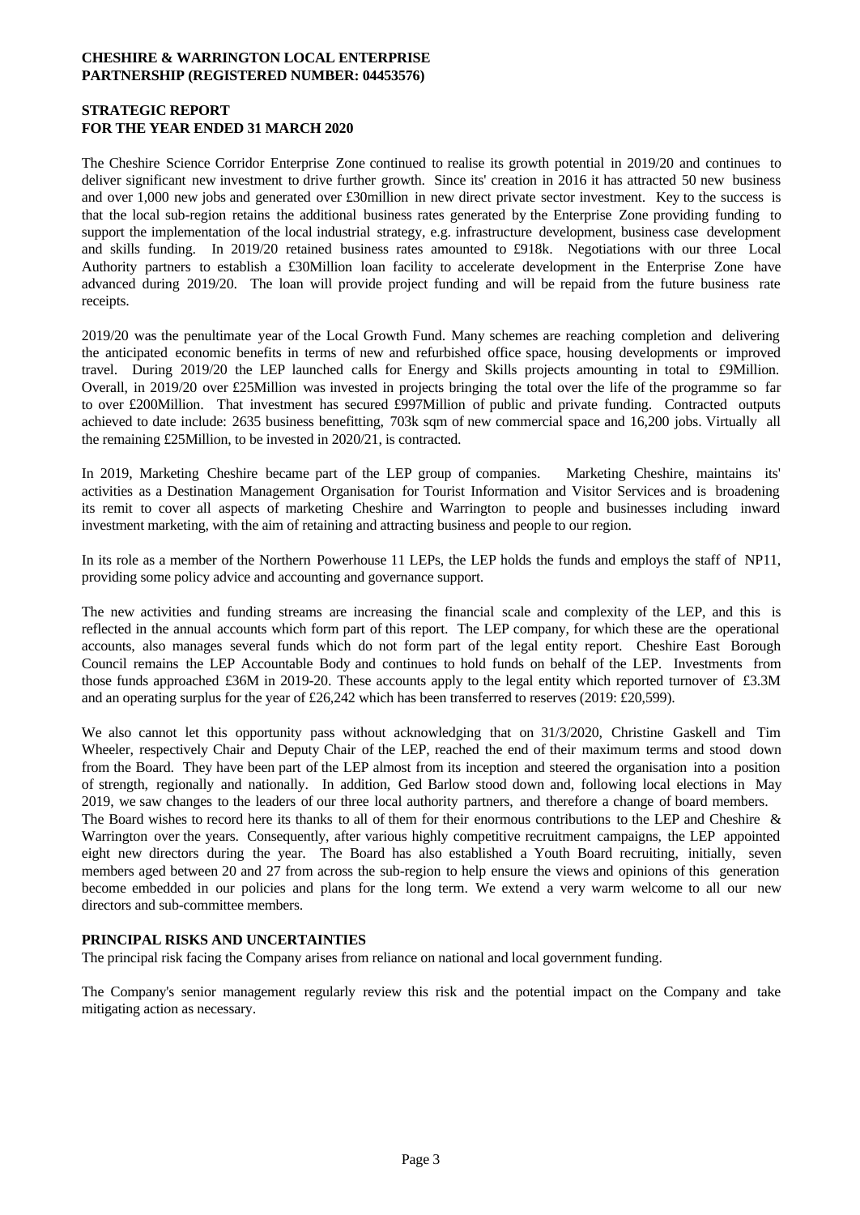**CHESHIRE & WARRINGTON LOCAL ENTERPRISE PARTNERSHIP (REGISTERED NUMBER: 04453576)**

**STRATEGIC REPORT**
**FOR THE YEAR ENDED 31 MARCH 2020**

The Cheshire Science Corridor Enterprise Zone continued to realise its growth potential in 2019/20 and continues to deliver significant new investment to drive further growth. Since its' creation in 2016 it has attracted 50 new business and over 1,000 new jobs and generated over £30million in new direct private sector investment. Key to the success is that the local sub-region retains the additional business rates generated by the Enterprise Zone providing funding to support the implementation of the local industrial strategy, e.g. infrastructure development, business case development and skills funding. In 2019/20 retained business rates amounted to £918k. Negotiations with our three Local Authority partners to establish a £30Million loan facility to accelerate development in the Enterprise Zone have advanced during 2019/20. The loan will provide project funding and will be repaid from the future business rate receipts.

2019/20 was the penultimate year of the Local Growth Fund. Many schemes are reaching completion and delivering the anticipated economic benefits in terms of new and refurbished office space, housing developments or improved travel. During 2019/20 the LEP launched calls for Energy and Skills projects amounting in total to £9Million. Overall, in 2019/20 over £25Million was invested in projects bringing the total over the life of the programme so far to over £200Million. That investment has secured £997Million of public and private funding. Contracted outputs achieved to date include: 2635 business benefitting, 703k sqm of new commercial space and 16,200 jobs. Virtually all the remaining £25Million, to be invested in 2020/21, is contracted.

In 2019, Marketing Cheshire became part of the LEP group of companies. Marketing Cheshire, maintains its' activities as a Destination Management Organisation for Tourist Information and Visitor Services and is broadening its remit to cover all aspects of marketing Cheshire and Warrington to people and businesses including inward investment marketing, with the aim of retaining and attracting business and people to our region.

In its role as a member of the Northern Powerhouse 11 LEPs, the LEP holds the funds and employs the staff of NP11, providing some policy advice and accounting and governance support.

The new activities and funding streams are increasing the financial scale and complexity of the LEP, and this is reflected in the annual accounts which form part of this report. The LEP company, for which these are the operational accounts, also manages several funds which do not form part of the legal entity report. Cheshire East Borough Council remains the LEP Accountable Body and continues to hold funds on behalf of the LEP. Investments from those funds approached £36M in 2019-20. These accounts apply to the legal entity which reported turnover of £3.3M and an operating surplus for the year of £26,242 which has been transferred to reserves (2019: £20,599).

We also cannot let this opportunity pass without acknowledging that on 31/3/2020, Christine Gaskell and Tim Wheeler, respectively Chair and Deputy Chair of the LEP, reached the end of their maximum terms and stood down from the Board. They have been part of the LEP almost from its inception and steered the organisation into a position of strength, regionally and nationally. In addition, Ged Barlow stood down and, following local elections in May 2019, we saw changes to the leaders of our three local authority partners, and therefore a change of board members. The Board wishes to record here its thanks to all of them for their enormous contributions to the LEP and Cheshire & Warrington over the years. Consequently, after various highly competitive recruitment campaigns, the LEP appointed eight new directors during the year. The Board has also established a Youth Board recruiting, initially, seven members aged between 20 and 27 from across the sub-region to help ensure the views and opinions of this generation become embedded in our policies and plans for the long term. We extend a very warm welcome to all our new directors and sub-committee members.

**PRINCIPAL RISKS AND UNCERTAINTIES**

The principal risk facing the Company arises from reliance on national and local government funding.

The Company's senior management regularly review this risk and the potential impact on the Company and take mitigating action as necessary.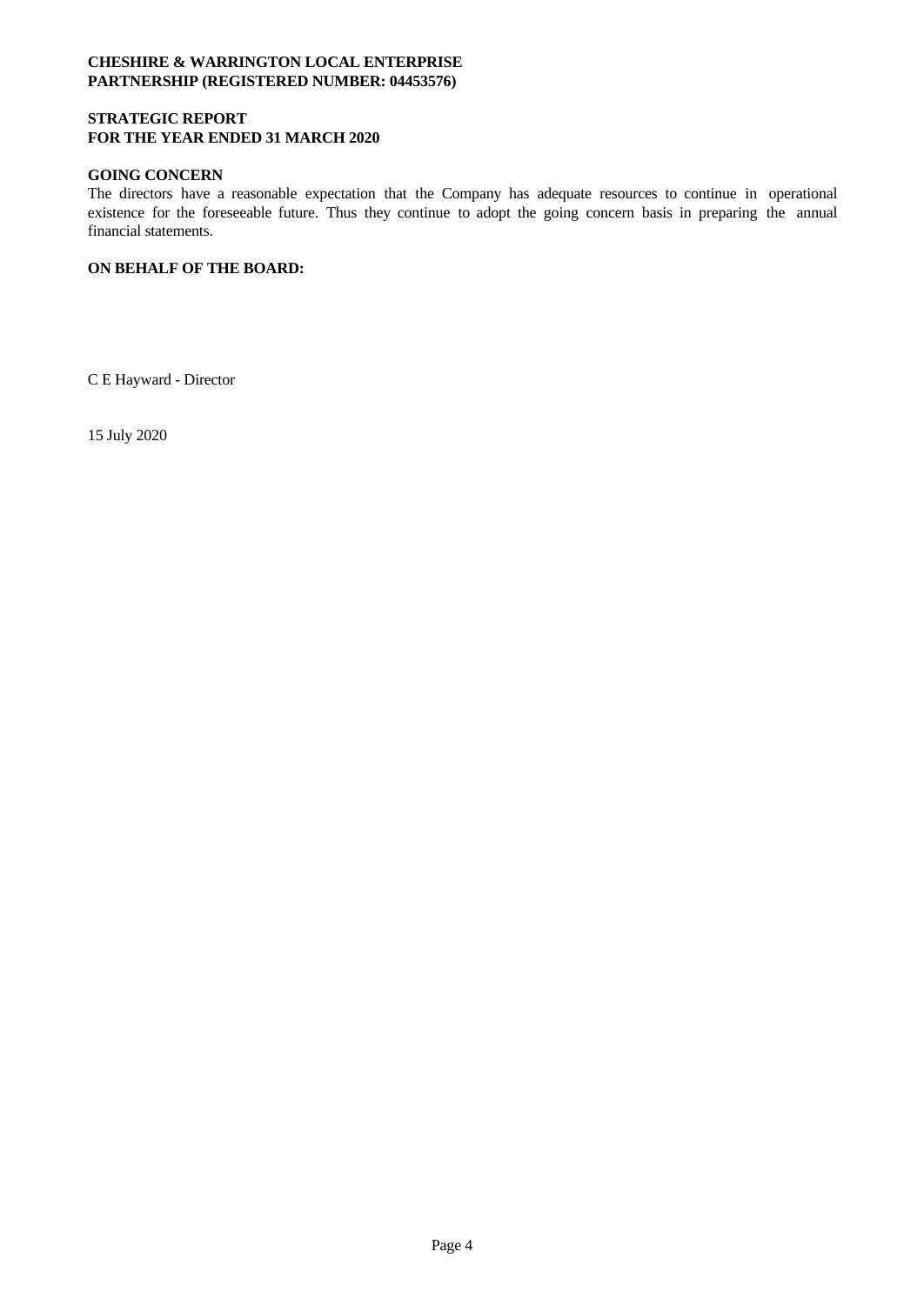**CHESHIRE & WARRINGTON LOCAL ENTERPRISE PARTNERSHIP (REGISTERED NUMBER: 04453576)**

**STRATEGIC REPORT**
**FOR THE YEAR ENDED 31 MARCH 2020**

**GOING CONCERN**

The directors have a reasonable expectation that the Company has adequate resources to continue in operational existence for the foreseeable future. Thus they continue to adopt the going concern basis in preparing the annual financial statements.

**ON BEHALF OF THE BOARD:**

C E Hayward - Director

15 July 2020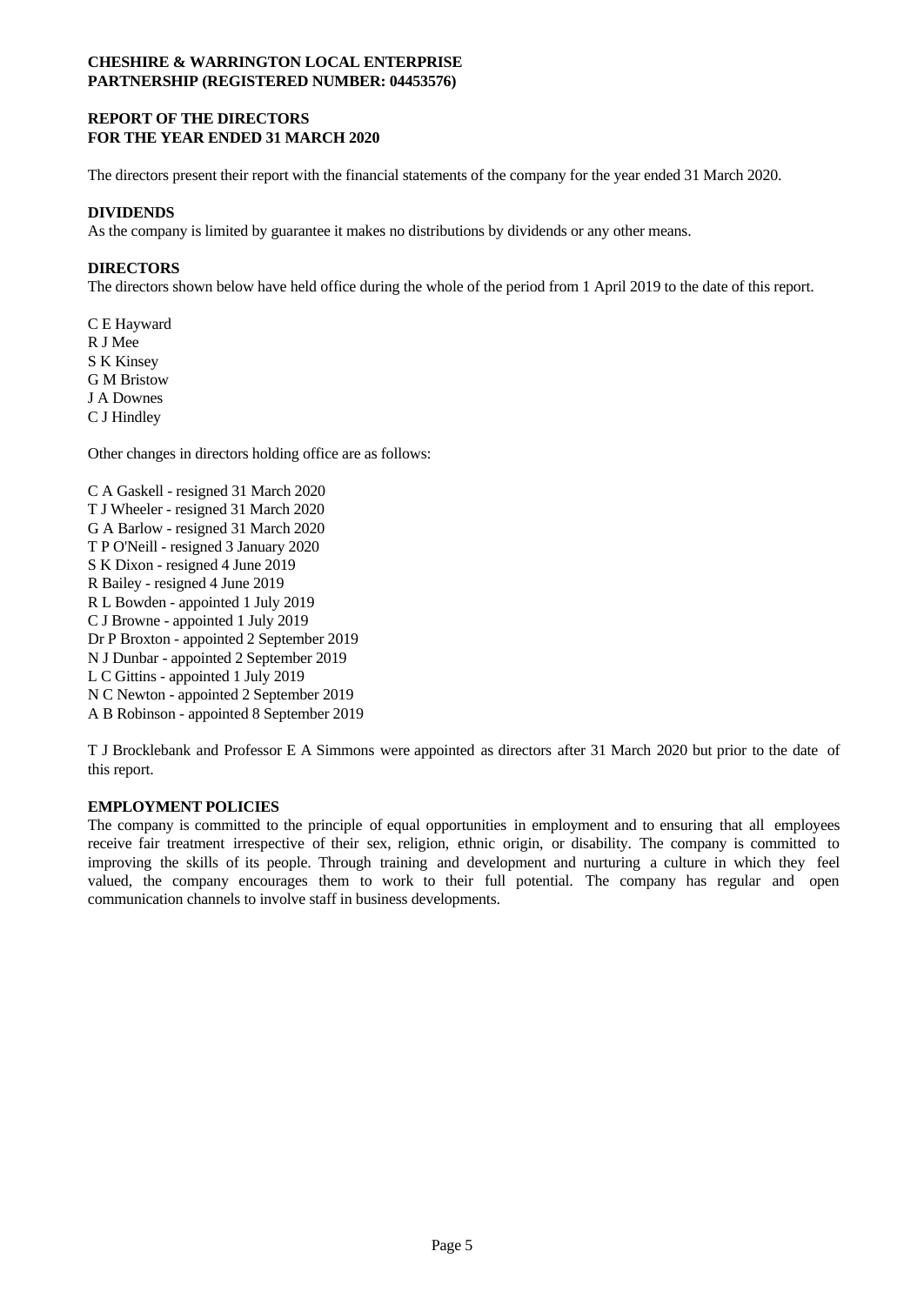**CHESHIRE & WARRINGTON LOCAL ENTERPRISE PARTNERSHIP (REGISTERED NUMBER: 04453576)**

# REPORT OF THE DIRECTORS
# FOR THE YEAR ENDED 31 MARCH 2020

The directors present their report with the financial statements of the company for the year ended 31 March 2020.

## DIVIDENDS

As the company is limited by guarantee it makes no distributions by dividends or any other means.

## DIRECTORS

The directors shown below have held office during the whole of the period from 1 April 2019 to the date of this report.

C E Hayward
R J Mee
S K Kinsey
G M Bristow
J A Downes
C J Hindley

Other changes in directors holding office are as follows:

C A Gaskell - resigned 31 March 2020
T J Wheeler - resigned 31 March 2020
G A Barlow - resigned 31 March 2020
T P O'Neill - resigned 3 January 2020
S K Dixon - resigned 4 June 2019
R Bailey - resigned 4 June 2019
R L Bowden - appointed 1 July 2019
C J Browne - appointed 1 July 2019
Dr P Broxton - appointed 2 September 2019
N J Dunbar - appointed 2 September 2019
L C Gittins - appointed 1 July 2019
N C Newton - appointed 2 September 2019
A B Robinson - appointed 8 September 2019

T J Brocklebank and Professor E A Simmons were appointed as directors after 31 March 2020 but prior to the date of this report.

## EMPLOYMENT POLICIES

The company is committed to the principle of equal opportunities in employment and to ensuring that all employees receive fair treatment irrespective of their sex, religion, ethnic origin, or disability. The company is committed to improving the skills of its people. Through training and development and nurturing a culture in which they feel valued, the company encourages them to work to their full potential. The company has regular and open communication channels to involve staff in business developments.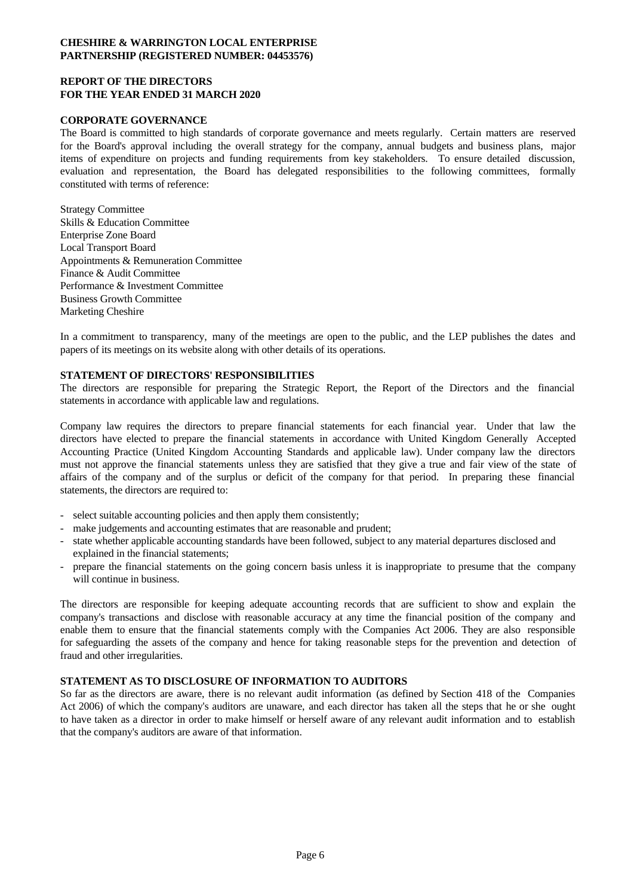**CHESHIRE & WARRINGTON LOCAL ENTERPRISE PARTNERSHIP (REGISTERED NUMBER: 04453576)**

**REPORT OF THE DIRECTORS FOR THE YEAR ENDED 31 MARCH 2020**

**CORPORATE GOVERNANCE**

The Board is committed to high standards of corporate governance and meets regularly. Certain matters are reserved for the Board's approval including the overall strategy for the company, annual budgets and business plans, major items of expenditure on projects and funding requirements from key stakeholders. To ensure detailed discussion, evaluation and representation, the Board has delegated responsibilities to the following committees, formally constituted with terms of reference:

Strategy Committee
Skills & Education Committee
Enterprise Zone Board
Local Transport Board
Appointments & Remuneration Committee
Finance & Audit Committee
Performance & Investment Committee
Business Growth Committee
Marketing Cheshire

In a commitment to transparency, many of the meetings are open to the public, and the LEP publishes the dates and papers of its meetings on its website along with other details of its operations.

**STATEMENT OF DIRECTORS' RESPONSIBILITIES**

The directors are responsible for preparing the Strategic Report, the Report of the Directors and the financial statements in accordance with applicable law and regulations.

Company law requires the directors to prepare financial statements for each financial year. Under that law the directors have elected to prepare the financial statements in accordance with United Kingdom Generally Accepted Accounting Practice (United Kingdom Accounting Standards and applicable law). Under company law the directors must not approve the financial statements unless they are satisfied that they give a true and fair view of the state of affairs of the company and of the surplus or deficit of the company for that period. In preparing these financial statements, the directors are required to:

- select suitable accounting policies and then apply them consistently;
- make judgements and accounting estimates that are reasonable and prudent;
- state whether applicable accounting standards have been followed, subject to any material departures disclosed and explained in the financial statements;
- prepare the financial statements on the going concern basis unless it is inappropriate to presume that the company will continue in business.

The directors are responsible for keeping adequate accounting records that are sufficient to show and explain the company's transactions and disclose with reasonable accuracy at any time the financial position of the company and enable them to ensure that the financial statements comply with the Companies Act 2006. They are also responsible for safeguarding the assets of the company and hence for taking reasonable steps for the prevention and detection of fraud and other irregularities.

**STATEMENT AS TO DISCLOSURE OF INFORMATION TO AUDITORS**

So far as the directors are aware, there is no relevant audit information (as defined by Section 418 of the Companies Act 2006) of which the company's auditors are unaware, and each director has taken all the steps that he or she ought to have taken as a director in order to make himself or herself aware of any relevant audit information and to establish that the company's auditors are aware of that information.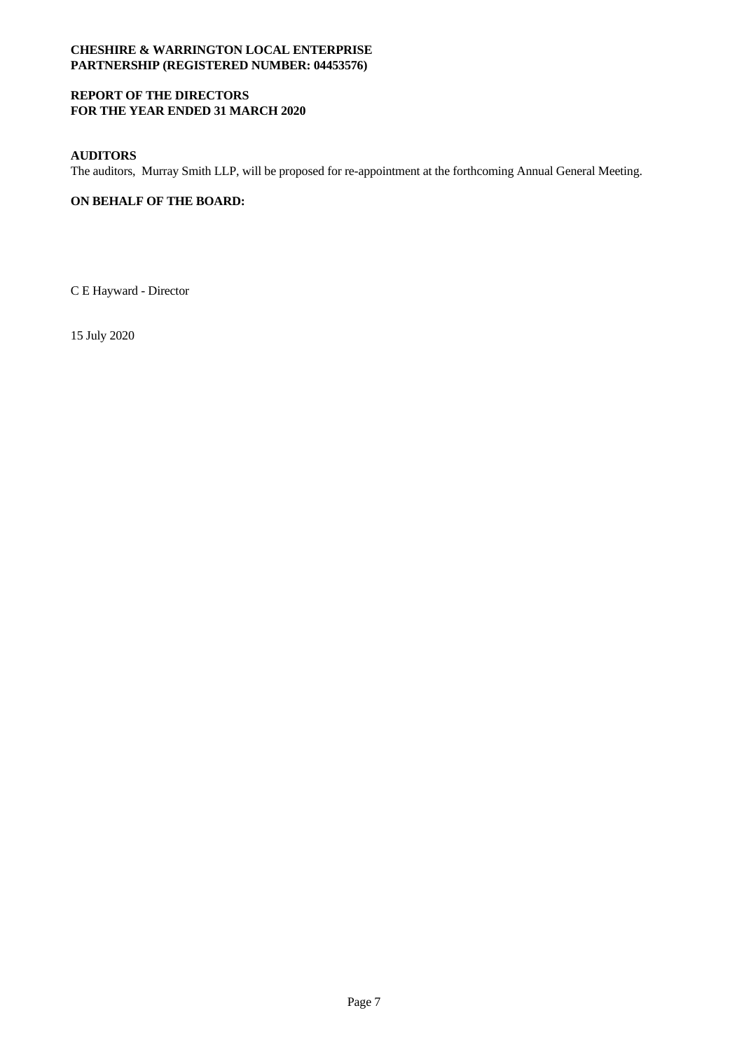**CHESHIRE & WARRINGTON LOCAL ENTERPRISE PARTNERSHIP (REGISTERED NUMBER: 04453576)**

**REPORT OF THE DIRECTORS**
**FOR THE YEAR ENDED 31 MARCH 2020**

**AUDITORS**

The auditors, Murray Smith LLP, will be proposed for re-appointment at the forthcoming Annual General Meeting.

**ON BEHALF OF THE BOARD:**

C E Hayward - Director

15 July 2020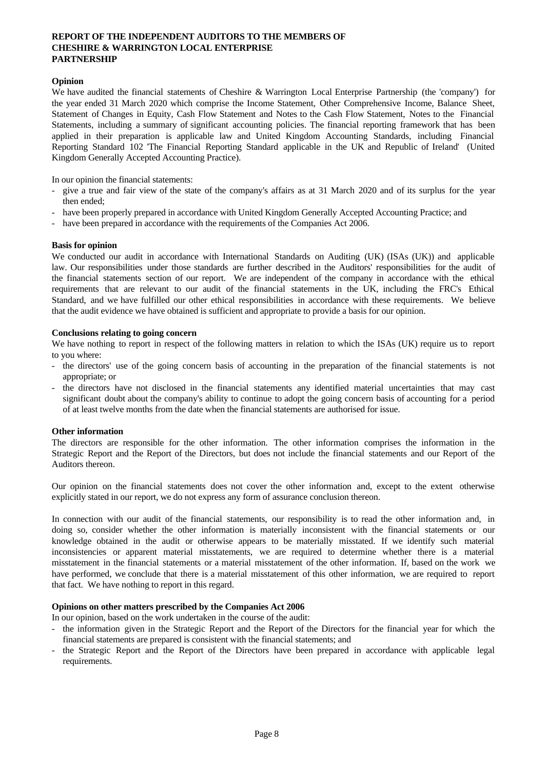# REPORT OF THE INDEPENDENT AUDITORS TO THE MEMBERS OF CHESHIRE & WARRINGTON LOCAL ENTERPRISE PARTNERSHIP

**Opinion**

We have audited the financial statements of Cheshire & Warrington Local Enterprise Partnership (the 'company') for the year ended 31 March 2020 which comprise the Income Statement, Other Comprehensive Income, Balance Sheet, Statement of Changes in Equity, Cash Flow Statement and Notes to the Cash Flow Statement, Notes to the Financial Statements, including a summary of significant accounting policies. The financial reporting framework that has been applied in their preparation is applicable law and United Kingdom Accounting Standards, including Financial Reporting Standard 102 'The Financial Reporting Standard applicable in the UK and Republic of Ireland' (United Kingdom Generally Accepted Accounting Practice).

In our opinion the financial statements:

- give a true and fair view of the state of the company's affairs as at 31 March 2020 and of its surplus for the year then ended;
- have been properly prepared in accordance with United Kingdom Generally Accepted Accounting Practice; and
- have been prepared in accordance with the requirements of the Companies Act 2006.

**Basis for opinion**

We conducted our audit in accordance with International Standards on Auditing (UK) (ISAs (UK)) and applicable law. Our responsibilities under those standards are further described in the Auditors' responsibilities for the audit of the financial statements section of our report. We are independent of the company in accordance with the ethical requirements that are relevant to our audit of the financial statements in the UK, including the FRC's Ethical Standard, and we have fulfilled our other ethical responsibilities in accordance with these requirements. We believe that the audit evidence we have obtained is sufficient and appropriate to provide a basis for our opinion.

**Conclusions relating to going concern**

We have nothing to report in respect of the following matters in relation to which the ISAs (UK) require us to report to you where:

- the directors' use of the going concern basis of accounting in the preparation of the financial statements is not appropriate; or
- the directors have not disclosed in the financial statements any identified material uncertainties that may cast significant doubt about the company's ability to continue to adopt the going concern basis of accounting for a period of at least twelve months from the date when the financial statements are authorised for issue.

**Other information**

The directors are responsible for the other information. The other information comprises the information in the Strategic Report and the Report of the Directors, but does not include the financial statements and our Report of the Auditors thereon.

Our opinion on the financial statements does not cover the other information and, except to the extent otherwise explicitly stated in our report, we do not express any form of assurance conclusion thereon.

In connection with our audit of the financial statements, our responsibility is to read the other information and, in doing so, consider whether the other information is materially inconsistent with the financial statements or our knowledge obtained in the audit or otherwise appears to be materially misstated. If we identify such material inconsistencies or apparent material misstatements, we are required to determine whether there is a material misstatement in the financial statements or a material misstatement of the other information. If, based on the work we have performed, we conclude that there is a material misstatement of this other information, we are required to report that fact. We have nothing to report in this regard.

**Opinions on other matters prescribed by the Companies Act 2006**

In our opinion, based on the work undertaken in the course of the audit:

- the information given in the Strategic Report and the Report of the Directors for the financial year for which the financial statements are prepared is consistent with the financial statements; and
- the Strategic Report and the Report of the Directors have been prepared in accordance with applicable legal requirements.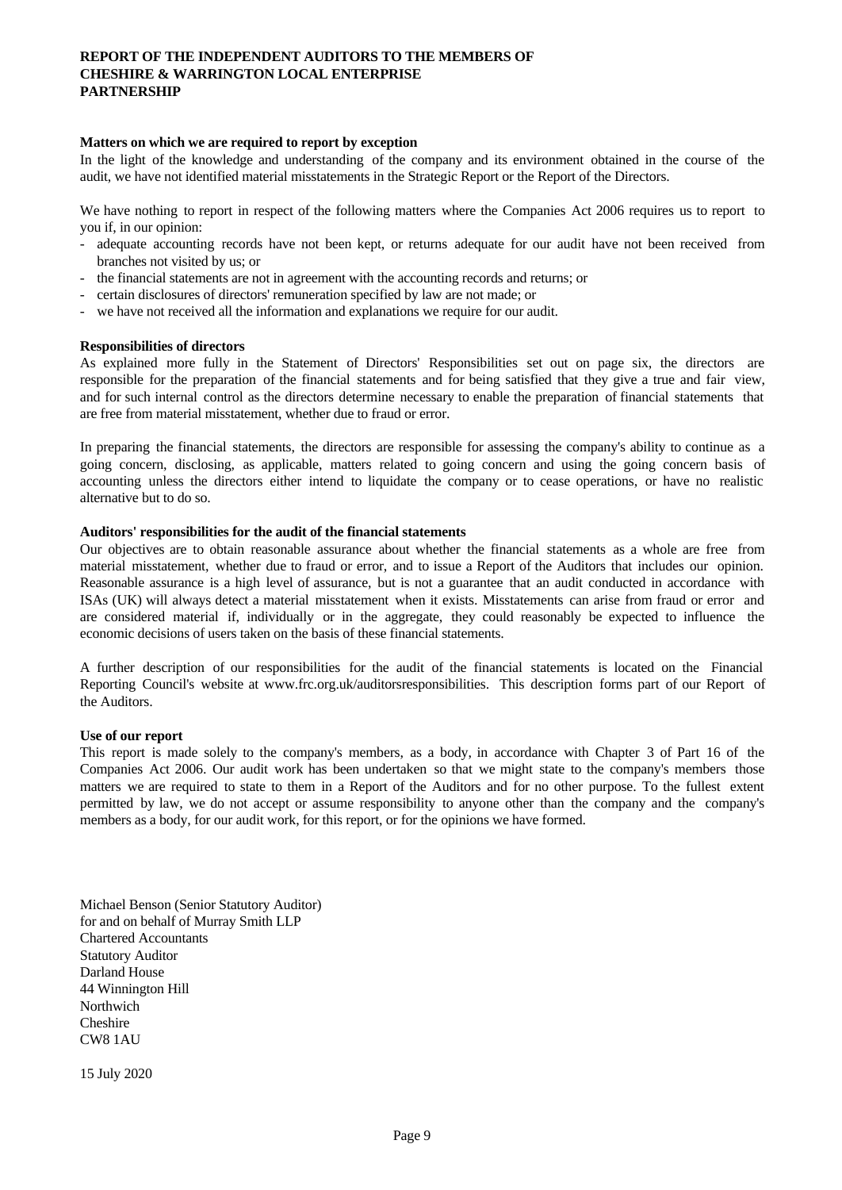**REPORT OF THE INDEPENDENT AUDITORS TO THE MEMBERS OF CHESHIRE & WARRINGTON LOCAL ENTERPRISE PARTNERSHIP**

**Matters on which we are required to report by exception**

In the light of the knowledge and understanding of the company and its environment obtained in the course of the audit, we have not identified material misstatements in the Strategic Report or the Report of the Directors.

We have nothing to report in respect of the following matters where the Companies Act 2006 requires us to report to you if, in our opinion:

- adequate accounting records have not been kept, or returns adequate for our audit have not been received from branches not visited by us; or
- the financial statements are not in agreement with the accounting records and returns; or
- certain disclosures of directors' remuneration specified by law are not made; or
- we have not received all the information and explanations we require for our audit.

**Responsibilities of directors**

As explained more fully in the Statement of Directors' Responsibilities set out on page six, the directors are responsible for the preparation of the financial statements and for being satisfied that they give a true and fair view, and for such internal control as the directors determine necessary to enable the preparation of financial statements that are free from material misstatement, whether due to fraud or error.

In preparing the financial statements, the directors are responsible for assessing the company's ability to continue as a going concern, disclosing, as applicable, matters related to going concern and using the going concern basis of accounting unless the directors either intend to liquidate the company or to cease operations, or have no realistic alternative but to do so.

**Auditors' responsibilities for the audit of the financial statements**

Our objectives are to obtain reasonable assurance about whether the financial statements as a whole are free from material misstatement, whether due to fraud or error, and to issue a Report of the Auditors that includes our opinion. Reasonable assurance is a high level of assurance, but is not a guarantee that an audit conducted in accordance with ISAs (UK) will always detect a material misstatement when it exists. Misstatements can arise from fraud or error and are considered material if, individually or in the aggregate, they could reasonably be expected to influence the economic decisions of users taken on the basis of these financial statements.

A further description of our responsibilities for the audit of the financial statements is located on the Financial Reporting Council's website at www.frc.org.uk/auditorsresponsibilities. This description forms part of our Report of the Auditors.

**Use of our report**

This report is made solely to the company's members, as a body, in accordance with Chapter 3 of Part 16 of the Companies Act 2006. Our audit work has been undertaken so that we might state to the company's members those matters we are required to state to them in a Report of the Auditors and for no other purpose. To the fullest extent permitted by law, we do not accept or assume responsibility to anyone other than the company and the company's members as a body, for our audit work, for this report, or for the opinions we have formed.

Michael Benson (Senior Statutory Auditor)
for and on behalf of Murray Smith LLP
Chartered Accountants
Statutory Auditor
Darland House
44 Winnington Hill
Northwich
Cheshire
CW8 1AU

15 July 2020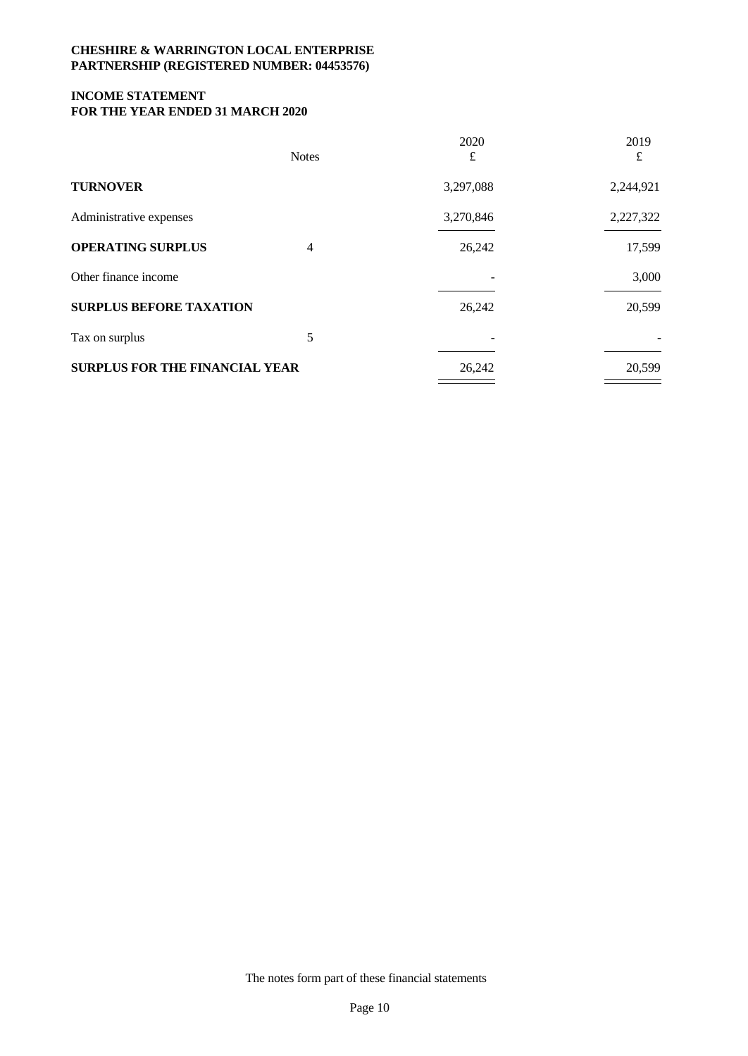**CHESHIRE & WARRINGTON LOCAL ENTERPRISE PARTNERSHIP (REGISTERED NUMBER: 04453576)**

**INCOME STATEMENT**
**FOR THE YEAR ENDED 31 MARCH 2020**

| | Notes | 2020 £ | 2019 £ |
|---|---|---|---|
| **TURNOVER** | | 3,297,088 | 2,244,921 |
| Administrative expenses | | 3,270,846 | 2,227,322 |
| **OPERATING SURPLUS** | 4 | 26,242 | 17,599 |
| Other finance income | | - | 3,000 |
| **SURPLUS BEFORE TAXATION** | | 26,242 | 20,599 |
| Tax on surplus | 5 | - | - |
| **SURPLUS FOR THE FINANCIAL YEAR** | | 26,242 | 20,599 |

The notes form part of these financial statements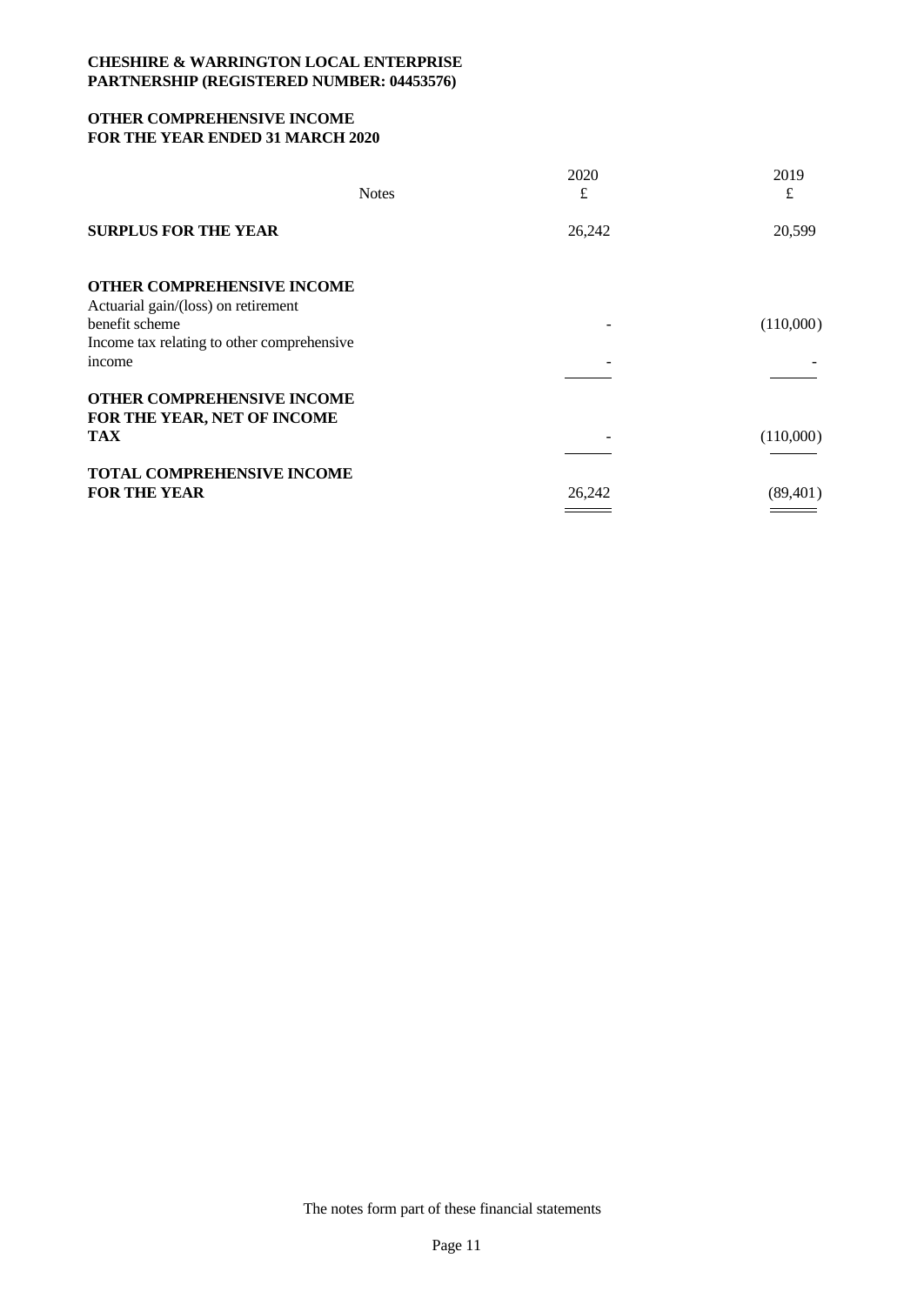**CHESHIRE & WARRINGTON LOCAL ENTERPRISE PARTNERSHIP (REGISTERED NUMBER: 04453576)**

**OTHER COMPREHENSIVE INCOME FOR THE YEAR ENDED 31 MARCH 2020**

| | Notes | 2020 £ | 2019 £ |
|---|---|---|---|
| **SURPLUS FOR THE YEAR** | | 26,242 | 20,599 |
| **OTHER COMPREHENSIVE INCOME** | | | |
| Actuarial gain/(loss) on retirement benefit scheme | | - | (110,000) |
| Income tax relating to other comprehensive income | | - | - |
| **OTHER COMPREHENSIVE INCOME FOR THE YEAR, NET OF INCOME TAX** | | - | (110,000) |
| **TOTAL COMPREHENSIVE INCOME FOR THE YEAR** | | 26,242 | (89,401) |

The notes form part of these financial statements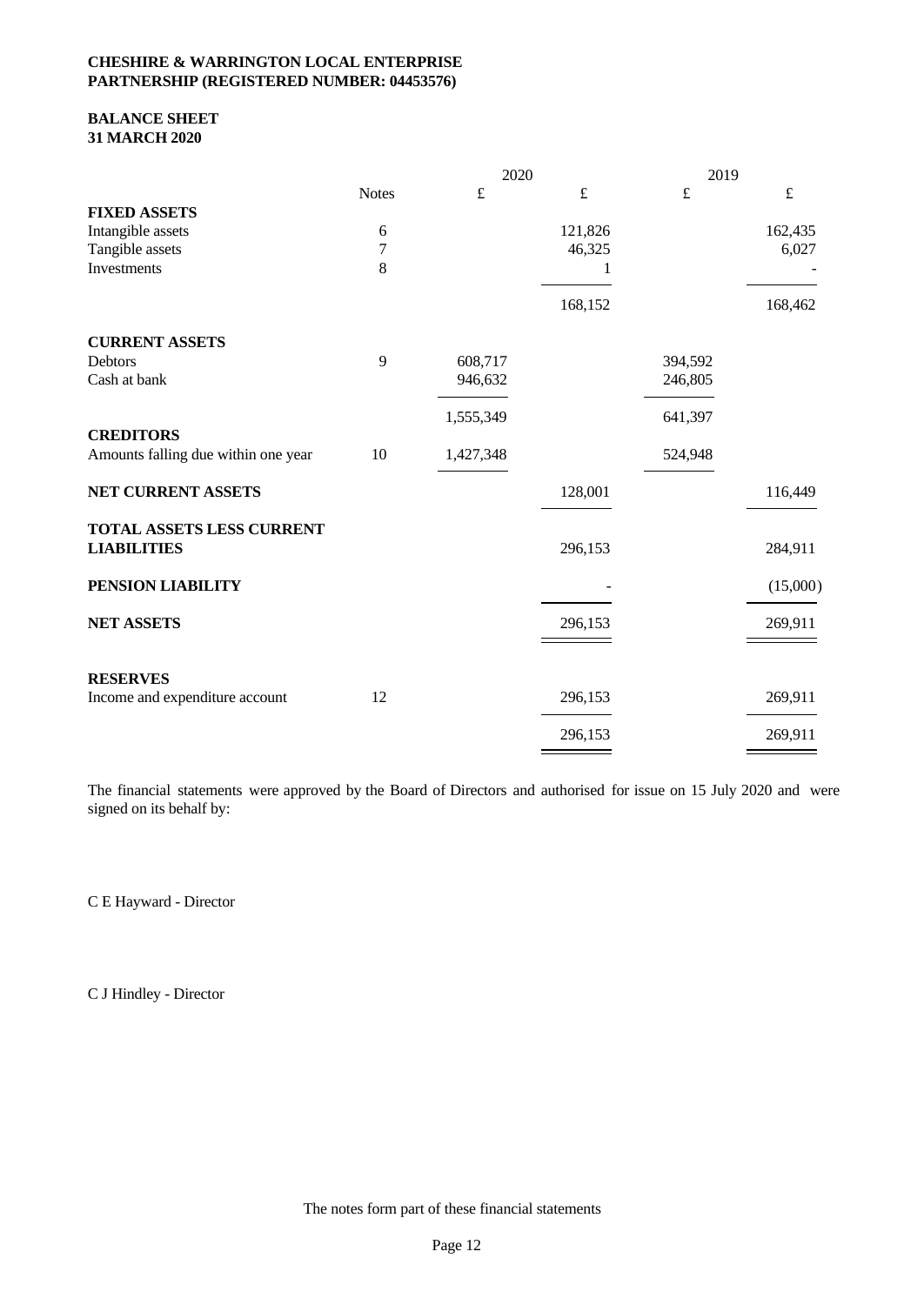**CHESHIRE & WARRINGTON LOCAL ENTERPRISE PARTNERSHIP (REGISTERED NUMBER: 04453576)**

**BALANCE SHEET**
**31 MARCH 2020**

| | Notes | 2020 £ | 2020 £ | 2019 £ | 2019 £ |
|---|---|---|---|---|---|
| **FIXED ASSETS** | | | | | |
| Intangible assets | 6 | | 121,826 | | 162,435 |
| Tangible assets | 7 | | 46,325 | | 6,027 |
| Investments | 8 | | 1 | | - |
| | | | 168,152 | | 168,462 |
| **CURRENT ASSETS** | | | | | |
| Debtors | 9 | 608,717 | | 394,592 | |
| Cash at bank | | 946,632 | | 246,805 | |
| | | 1,555,349 | | 641,397 | |
| **CREDITORS** | | | | | |
| Amounts falling due within one year | 10 | 1,427,348 | | 524,948 | |
| **NET CURRENT ASSETS** | | | 128,001 | | 116,449 |
| **TOTAL ASSETS LESS CURRENT LIABILITIES** | | | 296,153 | | 284,911 |
| **PENSION LIABILITY** | | | - | | (15,000) |
| **NET ASSETS** | | | 296,153 | | 269,911 |
| **RESERVES** | | | | | |
| Income and expenditure account | 12 | | 296,153 | | 269,911 |
| | | | 296,153 | | 269,911 |

The financial statements were approved by the Board of Directors and authorised for issue on 15 July 2020 and were signed on its behalf by:

C E Hayward - Director

C J Hindley - Director

The notes form part of these financial statements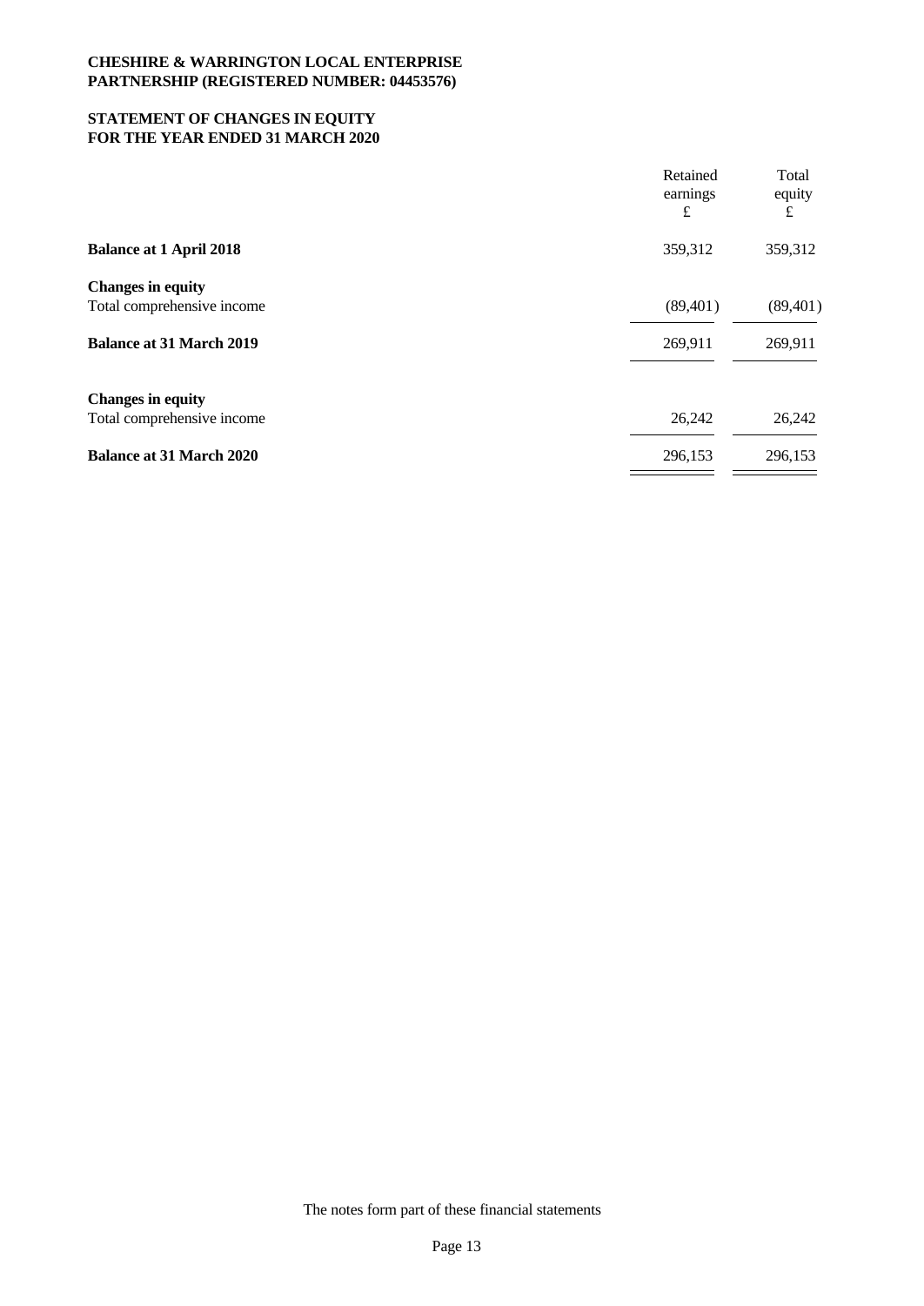**CHESHIRE & WARRINGTON LOCAL ENTERPRISE PARTNERSHIP (REGISTERED NUMBER: 04453576)**

**STATEMENT OF CHANGES IN EQUITY FOR THE YEAR ENDED 31 MARCH 2020**

| | Retained earnings £ | Total equity £ |
|---|---|---|
| **Balance at 1 April 2018** | 359,312 | 359,312 |
| **Changes in equity** | | |
| Total comprehensive income | (89,401) | (89,401) |
| **Balance at 31 March 2019** | 269,911 | 269,911 |
| **Changes in equity** | | |
| Total comprehensive income | 26,242 | 26,242 |
| **Balance at 31 March 2020** | 296,153 | 296,153 |

The notes form part of these financial statements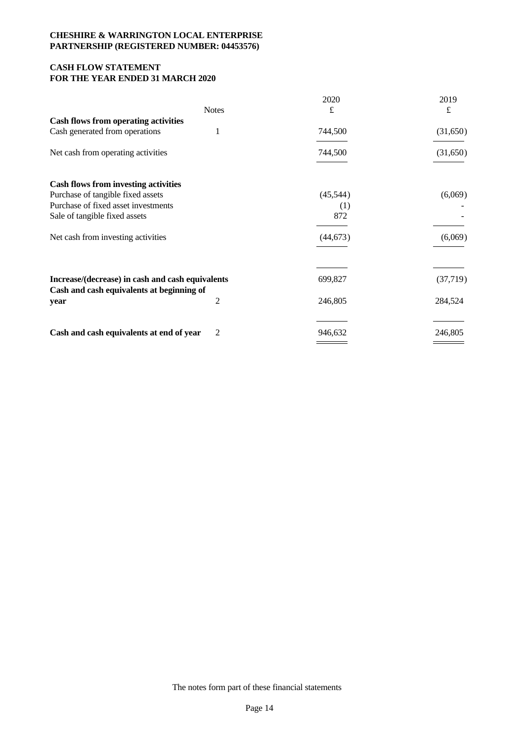**CHESHIRE & WARRINGTON LOCAL ENTERPRISE PARTNERSHIP (REGISTERED NUMBER: 04453576)**

## CASH FLOW STATEMENT
## FOR THE YEAR ENDED 31 MARCH 2020

| | Notes | 2020<br>£ | 2019<br>£ |
|---|---|---|---|
| **Cash flows from operating activities** | | | |
| Cash generated from operations | 1 | 744,500 | (31,650) |
| Net cash from operating activities | | 744,500 | (31,650) |
| | | | |
| **Cash flows from investing activities** | | | |
| Purchase of tangible fixed assets | | (45,544) | (6,069) |
| Purchase of fixed asset investments | | (1) | - |
| Sale of tangible fixed assets | | 872 | - |
| Net cash from investing activities | | (44,673) | (6,069) |
| | | | |
| **Increase/(decrease) in cash and cash equivalents** | | 699,827 | (37,719) |
| **Cash and cash equivalents at beginning of year** | 2 | 246,805 | 284,524 |
| **Cash and cash equivalents at end of year** | 2 | 946,632 | 246,805 |

The notes form part of these financial statements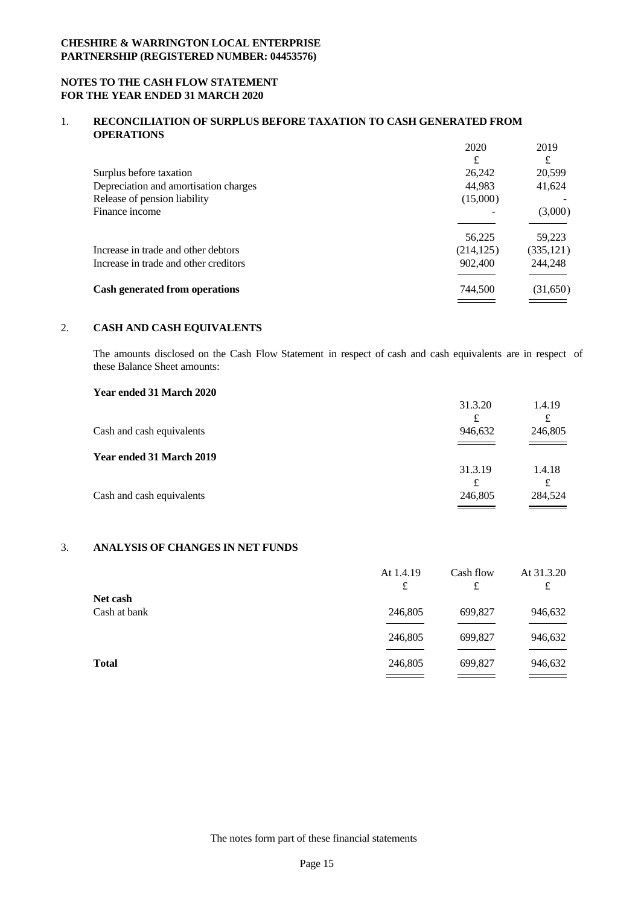**CHESHIRE & WARRINGTON LOCAL ENTERPRISE PARTNERSHIP (REGISTERED NUMBER: 04453576)**

**NOTES TO THE CASH FLOW STATEMENT FOR THE YEAR ENDED 31 MARCH 2020**

## 1. RECONCILIATION OF SURPLUS BEFORE TAXATION TO CASH GENERATED FROM OPERATIONS

| | 2020 | 2019 |
|---|---|---|
| | £ | £ |
| Surplus before taxation | 26,242 | 20,599 |
| Depreciation and amortisation charges | 44,983 | 41,624 |
| Release of pension liability | (15,000) | - |
| Finance income | - | (3,000) |
| | 56,225 | 59,223 |
| Increase in trade and other debtors | (214,125) | (335,121) |
| Increase in trade and other creditors | 902,400 | 244,248 |
| **Cash generated from operations** | 744,500 | (31,650) |

## 2. CASH AND CASH EQUIVALENTS

The amounts disclosed on the Cash Flow Statement in respect of cash and cash equivalents are in respect of these Balance Sheet amounts:

**Year ended 31 March 2020**

| | 31.3.20 | 1.4.19 |
|---|---|---|
| | £ | £ |
| Cash and cash equivalents | 946,632 | 246,805 |

**Year ended 31 March 2019**

| | 31.3.19 | 1.4.18 |
|---|---|---|
| | £ | £ |
| Cash and cash equivalents | 246,805 | 284,524 |

## 3. ANALYSIS OF CHANGES IN NET FUNDS

| | At 1.4.19 | Cash flow | At 31.3.20 |
|---|---|---|---|
| | £ | £ | £ |
| **Net cash** | | | |
| Cash at bank | 246,805 | 699,827 | 946,632 |
| | 246,805 | 699,827 | 946,632 |
| **Total** | 246,805 | 699,827 | 946,632 |

The notes form part of these financial statements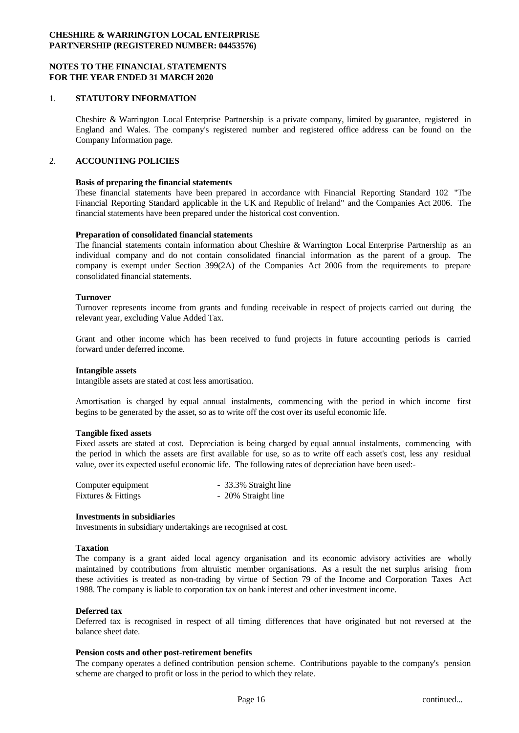**CHESHIRE & WARRINGTON LOCAL ENTERPRISE PARTNERSHIP (REGISTERED NUMBER: 04453576)**

**NOTES TO THE FINANCIAL STATEMENTS FOR THE YEAR ENDED 31 MARCH 2020**

## 1. STATUTORY INFORMATION

Cheshire & Warrington Local Enterprise Partnership is a private company, limited by guarantee, registered in England and Wales. The company's registered number and registered office address can be found on the Company Information page.

## 2. ACCOUNTING POLICIES

**Basis of preparing the financial statements**

These financial statements have been prepared in accordance with Financial Reporting Standard 102 "The Financial Reporting Standard applicable in the UK and Republic of Ireland" and the Companies Act 2006. The financial statements have been prepared under the historical cost convention.

**Preparation of consolidated financial statements**

The financial statements contain information about Cheshire & Warrington Local Enterprise Partnership as an individual company and do not contain consolidated financial information as the parent of a group. The company is exempt under Section 399(2A) of the Companies Act 2006 from the requirements to prepare consolidated financial statements.

**Turnover**

Turnover represents income from grants and funding receivable in respect of projects carried out during the relevant year, excluding Value Added Tax.

Grant and other income which has been received to fund projects in future accounting periods is carried forward under deferred income.

**Intangible assets**

Intangible assets are stated at cost less amortisation.

Amortisation is charged by equal annual instalments, commencing with the period in which income first begins to be generated by the asset, so as to write off the cost over its useful economic life.

**Tangible fixed assets**

Fixed assets are stated at cost. Depreciation is being charged by equal annual instalments, commencing with the period in which the assets are first available for use, so as to write off each asset's cost, less any residual value, over its expected useful economic life. The following rates of depreciation have been used:-

| | |
|---|---|
| Computer equipment | - 33.3% Straight line |
| Fixtures & Fittings | - 20% Straight line |

**Investments in subsidiaries**

Investments in subsidiary undertakings are recognised at cost.

**Taxation**

The company is a grant aided local agency organisation and its economic advisory activities are wholly maintained by contributions from altruistic member organisations. As a result the net surplus arising from these activities is treated as non-trading by virtue of Section 79 of the Income and Corporation Taxes Act 1988. The company is liable to corporation tax on bank interest and other investment income.

**Deferred tax**

Deferred tax is recognised in respect of all timing differences that have originated but not reversed at the balance sheet date.

**Pension costs and other post-retirement benefits**

The company operates a defined contribution pension scheme. Contributions payable to the company's pension scheme are charged to profit or loss in the period to which they relate.

continued...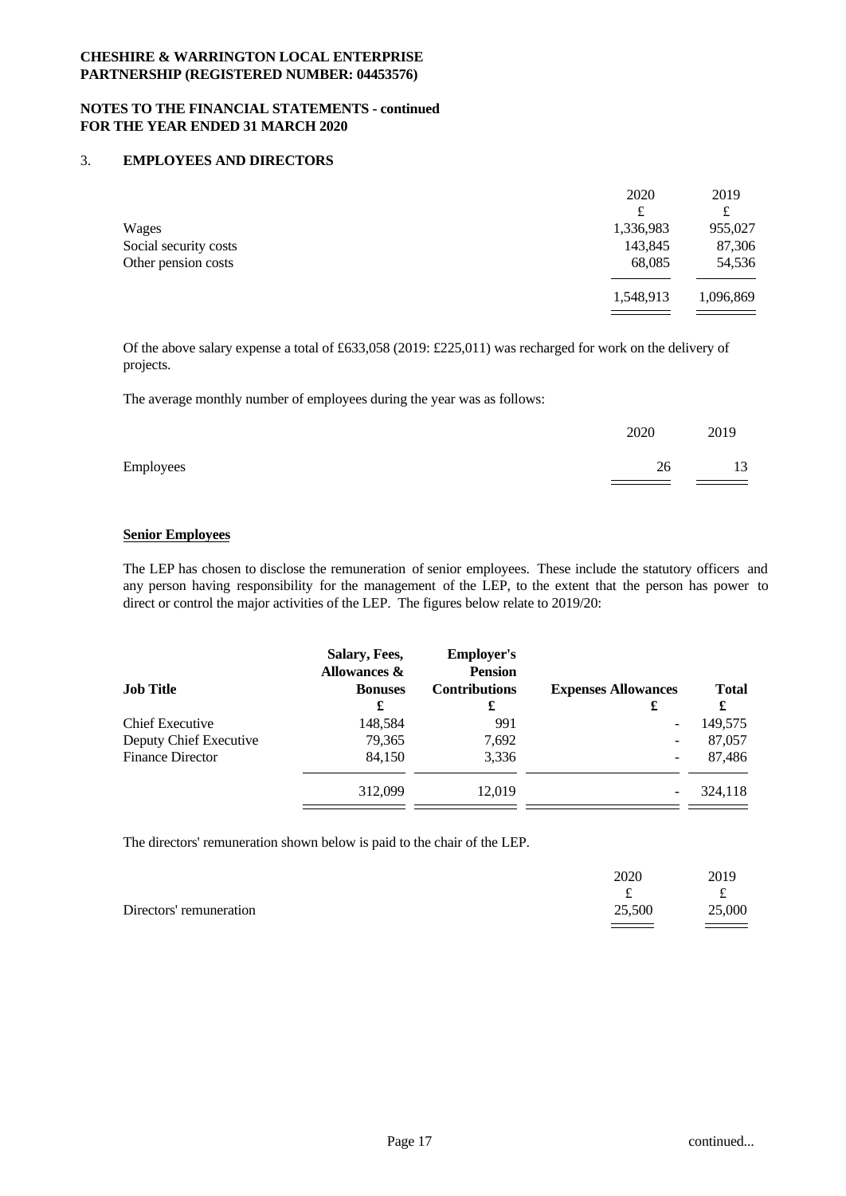**CHESHIRE & WARRINGTON LOCAL ENTERPRISE PARTNERSHIP (REGISTERED NUMBER: 04453576)**

**NOTES TO THE FINANCIAL STATEMENTS - continued FOR THE YEAR ENDED 31 MARCH 2020**

## 3. EMPLOYEES AND DIRECTORS

| | 2020 | 2019 |
|---|---|---|
| | £ | £ |
| Wages | 1,336,983 | 955,027 |
| Social security costs | 143,845 | 87,306 |
| Other pension costs | 68,085 | 54,536 |
| | 1,548,913 | 1,096,869 |

Of the above salary expense a total of £633,058 (2019: £225,011) was recharged for work on the delivery of projects.

The average monthly number of employees during the year was as follows:

| | 2020 | 2019 |
|---|---|---|
| Employees | 26 | 13 |

**Senior Employees**

The LEP has chosen to disclose the remuneration of senior employees. These include the statutory officers and any person having responsibility for the management of the LEP, to the extent that the person has power to direct or control the major activities of the LEP. The figures below relate to 2019/20:

| Job Title | Salary, Fees, Allowances & Bonuses | Employer's Pension Contributions | Expenses Allowances | Total |
|---|---|---|---|---|
| | £ | £ | £ | £ |
| Chief Executive | 148,584 | 991 | - | 149,575 |
| Deputy Chief Executive | 79,365 | 7,692 | - | 87,057 |
| Finance Director | 84,150 | 3,336 | - | 87,486 |
| | 312,099 | 12,019 | - | 324,118 |

The directors' remuneration shown below is paid to the chair of the LEP.

| | 2020 | 2019 |
|---|---|---|
| | £ | £ |
| Directors' remuneration | 25,500 | 25,000 |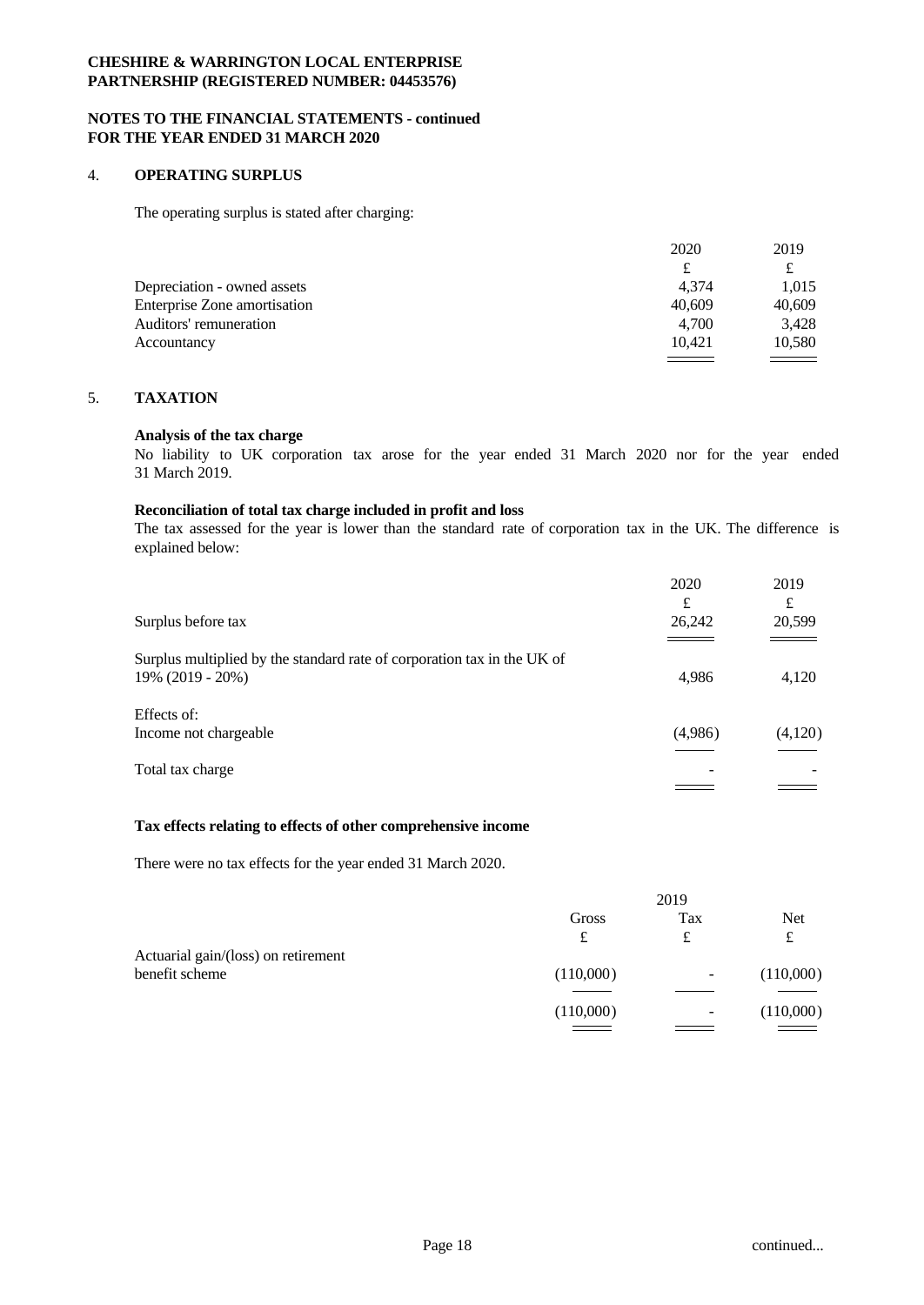**CHESHIRE & WARRINGTON LOCAL ENTERPRISE PARTNERSHIP (REGISTERED NUMBER: 04453576)**

**NOTES TO THE FINANCIAL STATEMENTS - continued FOR THE YEAR ENDED 31 MARCH 2020**

## 4. OPERATING SURPLUS

The operating surplus is stated after charging:

| | 2020 | 2019 |
|---|---|---|
| | £ | £ |
| Depreciation - owned assets | 4,374 | 1,015 |
| Enterprise Zone amortisation | 40,609 | 40,609 |
| Auditors' remuneration | 4,700 | 3,428 |
| Accountancy | 10,421 | 10,580 |

## 5. TAXATION

**Analysis of the tax charge**

No liability to UK corporation tax arose for the year ended 31 March 2020 nor for the year ended 31 March 2019.

**Reconciliation of total tax charge included in profit and loss**

The tax assessed for the year is lower than the standard rate of corporation tax in the UK. The difference is explained below:

| | 2020 | 2019 |
|---|---|---|
| | £ | £ |
| Surplus before tax | 26,242 | 20,599 |
| Surplus multiplied by the standard rate of corporation tax in the UK of 19% (2019 - 20%) | 4,986 | 4,120 |
| Effects of: | | |
| Income not chargeable | (4,986) | (4,120) |
| Total tax charge | - | - |

**Tax effects relating to effects of other comprehensive income**

There were no tax effects for the year ended 31 March 2020.

| | 2019 | | |
|---|---|---|---|
| | Gross | Tax | Net |
| | £ | £ | £ |
| Actuarial gain/(loss) on retirement benefit scheme | (110,000) | - | (110,000) |
| | (110,000) | - | (110,000) |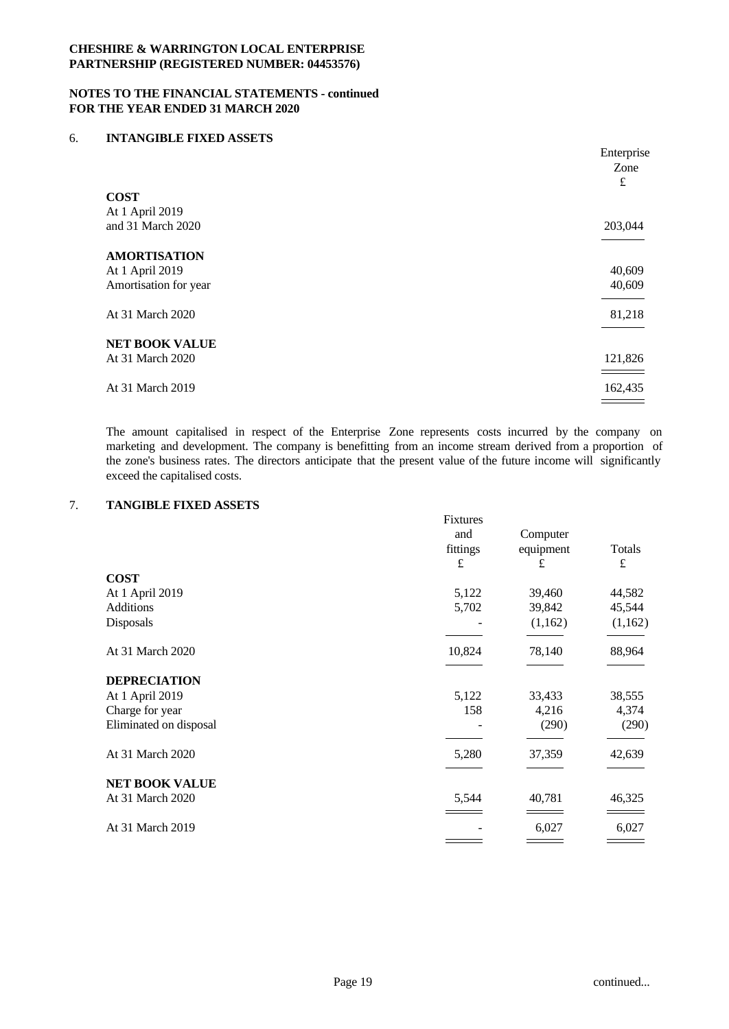**CHESHIRE & WARRINGTON LOCAL ENTERPRISE PARTNERSHIP (REGISTERED NUMBER: 04453576)**

**NOTES TO THE FINANCIAL STATEMENTS - continued FOR THE YEAR ENDED 31 MARCH 2020**

## 6. INTANGIBLE FIXED ASSETS

| | Enterprise Zone £ |
|---|---|
| **COST** | |
| At 1 April 2019 and 31 March 2020 | 203,044 |
| **AMORTISATION** | |
| At 1 April 2019 | 40,609 |
| Amortisation for year | 40,609 |
| At 31 March 2020 | 81,218 |
| **NET BOOK VALUE** | |
| At 31 March 2020 | 121,826 |
| At 31 March 2019 | 162,435 |

The amount capitalised in respect of the Enterprise Zone represents costs incurred by the company on marketing and development. The company is benefitting from an income stream derived from a proportion of the zone's business rates. The directors anticipate that the present value of the future income will significantly exceed the capitalised costs.

## 7. TANGIBLE FIXED ASSETS

| | Fixtures and fittings £ | Computer equipment £ | Totals £ |
|---|---|---|---|
| **COST** | | | |
| At 1 April 2019 | 5,122 | 39,460 | 44,582 |
| Additions | 5,702 | 39,842 | 45,544 |
| Disposals | - | (1,162) | (1,162) |
| At 31 March 2020 | 10,824 | 78,140 | 88,964 |
| **DEPRECIATION** | | | |
| At 1 April 2019 | 5,122 | 33,433 | 38,555 |
| Charge for year | 158 | 4,216 | 4,374 |
| Eliminated on disposal | - | (290) | (290) |
| At 31 March 2020 | 5,280 | 37,359 | 42,639 |
| **NET BOOK VALUE** | | | |
| At 31 March 2020 | 5,544 | 40,781 | 46,325 |
| At 31 March 2019 | - | 6,027 | 6,027 |

continued...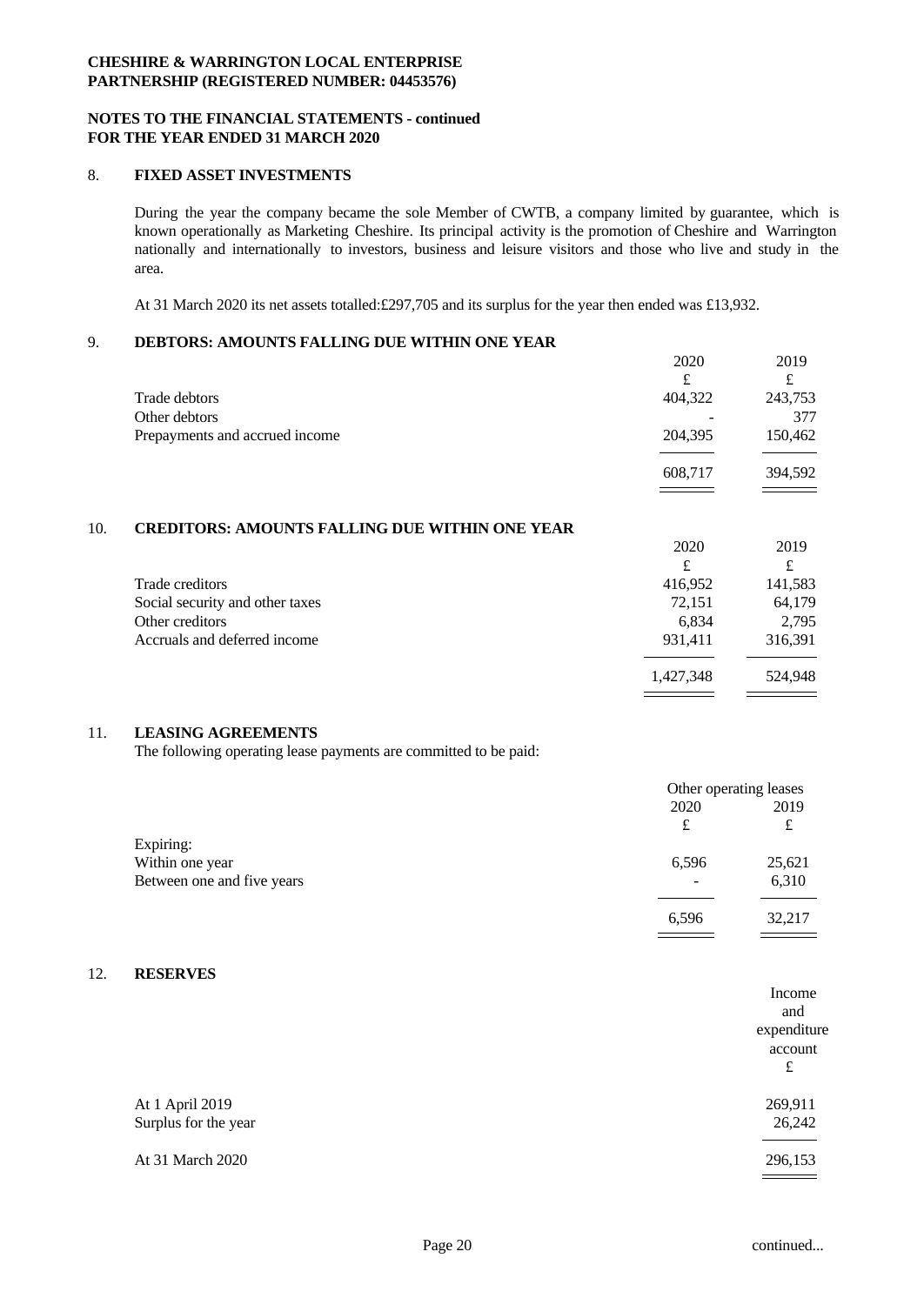## 8. FIXED ASSET INVESTMENTS

During the year the company became the sole Member of CWTB, a company limited by guarantee, which is known operationally as Marketing Cheshire. Its principal activity is the promotion of Cheshire and Warrington nationally and internationally to investors, business and leisure visitors and those who live and study in the area.

At 31 March 2020 its net assets totalled:£297,705 and its surplus for the year then ended was £13,932.

## 9. DEBTORS: AMOUNTS FALLING DUE WITHIN ONE YEAR

| | 2020 | 2019 |
|---|---|---|
| | £ | £ |
| Trade debtors | 404,322 | 243,753 |
| Other debtors | - | 377 |
| Prepayments and accrued income | 204,395 | 150,462 |
| | 608,717 | 394,592 |

## 10. CREDITORS: AMOUNTS FALLING DUE WITHIN ONE YEAR

| | 2020 | 2019 |
|---|---|---|
| | £ | £ |
| Trade creditors | 416,952 | 141,583 |
| Social security and other taxes | 72,151 | 64,179 |
| Other creditors | 6,834 | 2,795 |
| Accruals and deferred income | 931,411 | 316,391 |
| | 1,427,348 | 524,948 |

## 11. LEASING AGREEMENTS

The following operating lease payments are committed to be paid:

| | Other operating leases | |
|---|---|---|
| | 2020 | 2019 |
| | £ | £ |
| Expiring: | | |
| Within one year | 6,596 | 25,621 |
| Between one and five years | - | 6,310 |
| | 6,596 | 32,217 |

## 12. RESERVES

| | Income and expenditure account |
|---|---|
| | £ |
| At 1 April 2019 | 269,911 |
| Surplus for the year | 26,242 |
| At 31 March 2020 | 296,153 |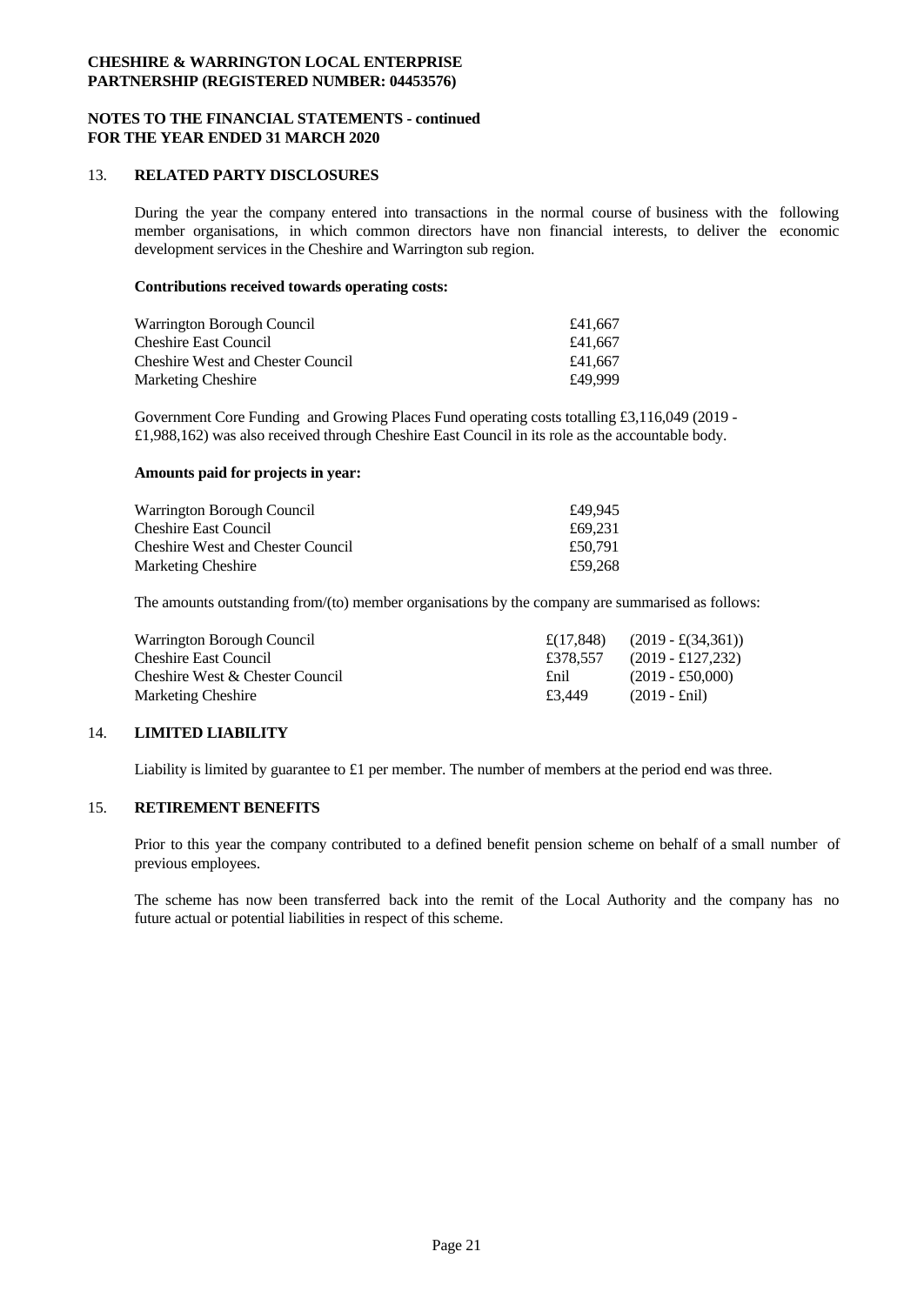**CHESHIRE & WARRINGTON LOCAL ENTERPRISE PARTNERSHIP (REGISTERED NUMBER: 04453576)**

**NOTES TO THE FINANCIAL STATEMENTS - continued FOR THE YEAR ENDED 31 MARCH 2020**

## 13. RELATED PARTY DISCLOSURES

During the year the company entered into transactions in the normal course of business with the following member organisations, in which common directors have non financial interests, to deliver the economic development services in the Cheshire and Warrington sub region.

**Contributions received towards operating costs:**

| | |
|---|---|
| Warrington Borough Council | £41,667 |
| Cheshire East Council | £41,667 |
| Cheshire West and Chester Council | £41,667 |
| Marketing Cheshire | £49,999 |

Government Core Funding and Growing Places Fund operating costs totalling £3,116,049 (2019 - £1,988,162) was also received through Cheshire East Council in its role as the accountable body.

**Amounts paid for projects in year:**

| | |
|---|---|
| Warrington Borough Council | £49,945 |
| Cheshire East Council | £69,231 |
| Cheshire West and Chester Council | £50,791 |
| Marketing Cheshire | £59,268 |

The amounts outstanding from/(to) member organisations by the company are summarised as follows:

| | | |
|---|---|---|
| Warrington Borough Council | £(17,848) | (2019 - £(34,361)) |
| Cheshire East Council | £378,557 | (2019 - £127,232) |
| Cheshire West & Chester Council | £nil | (2019 - £50,000) |
| Marketing Cheshire | £3,449 | (2019 - £nil) |

## 14. LIMITED LIABILITY

Liability is limited by guarantee to £1 per member. The number of members at the period end was three.

## 15. RETIREMENT BENEFITS

Prior to this year the company contributed to a defined benefit pension scheme on behalf of a small number of previous employees.

The scheme has now been transferred back into the remit of the Local Authority and the company has no future actual or potential liabilities in respect of this scheme.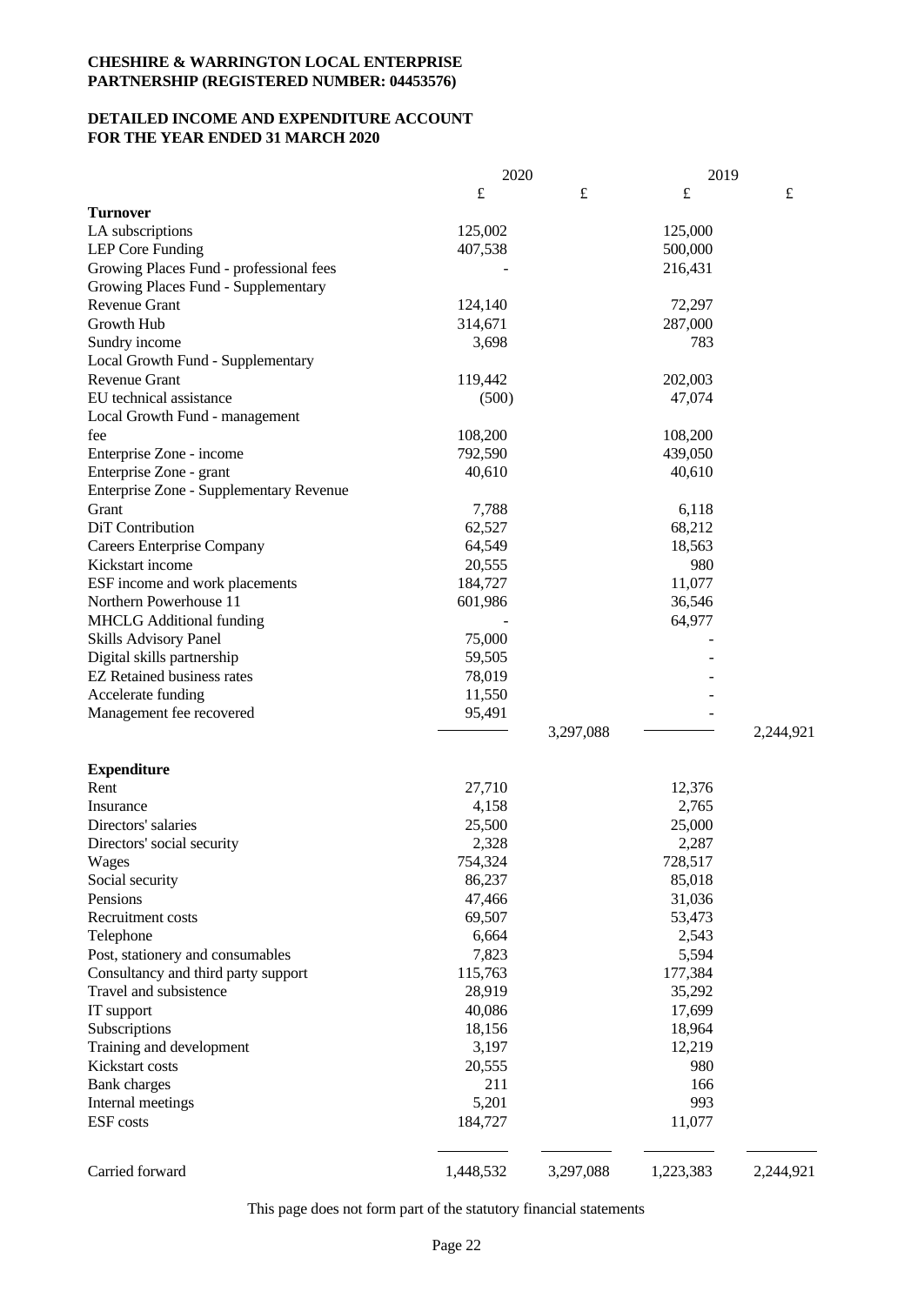**CHESHIRE & WARRINGTON LOCAL ENTERPRISE PARTNERSHIP (REGISTERED NUMBER: 04453576)**

**DETAILED INCOME AND EXPENDITURE ACCOUNT FOR THE YEAR ENDED 31 MARCH 2020**

| | 2020 | | 2019 | |
|---|---|---|---|---|
| | £ | £ | £ | £ |
| **Turnover** | | | | |
| LA subscriptions | 125,002 | | 125,000 | |
| LEP Core Funding | 407,538 | | 500,000 | |
| Growing Places Fund - professional fees | - | | 216,431 | |
| Growing Places Fund - Supplementary Revenue Grant | 124,140 | | 72,297 | |
| Growth Hub | 314,671 | | 287,000 | |
| Sundry income | 3,698 | | 783 | |
| Local Growth Fund - Supplementary Revenue Grant | 119,442 | | 202,003 | |
| EU technical assistance | (500) | | 47,074 | |
| Local Growth Fund - management fee | 108,200 | | 108,200 | |
| Enterprise Zone - income | 792,590 | | 439,050 | |
| Enterprise Zone - grant | 40,610 | | 40,610 | |
| Enterprise Zone - Supplementary Revenue Grant | 7,788 | | 6,118 | |
| DiT Contribution | 62,527 | | 68,212 | |
| Careers Enterprise Company | 64,549 | | 18,563 | |
| Kickstart income | 20,555 | | 980 | |
| ESF income and work placements | 184,727 | | 11,077 | |
| Northern Powerhouse 11 | 601,986 | | 36,546 | |
| MHCLG Additional funding | - | | 64,977 | |
| Skills Advisory Panel | 75,000 | | - | |
| Digital skills partnership | 59,505 | | - | |
| EZ Retained business rates | 78,019 | | - | |
| Accelerate funding | 11,550 | | - | |
| Management fee recovered | 95,491 | | - | |
| | | 3,297,088 | | 2,244,921 |
| **Expenditure** | | | | |
| Rent | 27,710 | | 12,376 | |
| Insurance | 4,158 | | 2,765 | |
| Directors' salaries | 25,500 | | 25,000 | |
| Directors' social security | 2,328 | | 2,287 | |
| Wages | 754,324 | | 728,517 | |
| Social security | 86,237 | | 85,018 | |
| Pensions | 47,466 | | 31,036 | |
| Recruitment costs | 69,507 | | 53,473 | |
| Telephone | 6,664 | | 2,543 | |
| Post, stationery and consumables | 7,823 | | 5,594 | |
| Consultancy and third party support | 115,763 | | 177,384 | |
| Travel and subsistence | 28,919 | | 35,292 | |
| IT support | 40,086 | | 17,699 | |
| Subscriptions | 18,156 | | 18,964 | |
| Training and development | 3,197 | | 12,219 | |
| Kickstart costs | 20,555 | | 980 | |
| Bank charges | 211 | | 166 | |
| Internal meetings | 5,201 | | 993 | |
| ESF costs | 184,727 | | 11,077 | |
| Carried forward | 1,448,532 | 3,297,088 | 1,223,383 | 2,244,921 |

This page does not form part of the statutory financial statements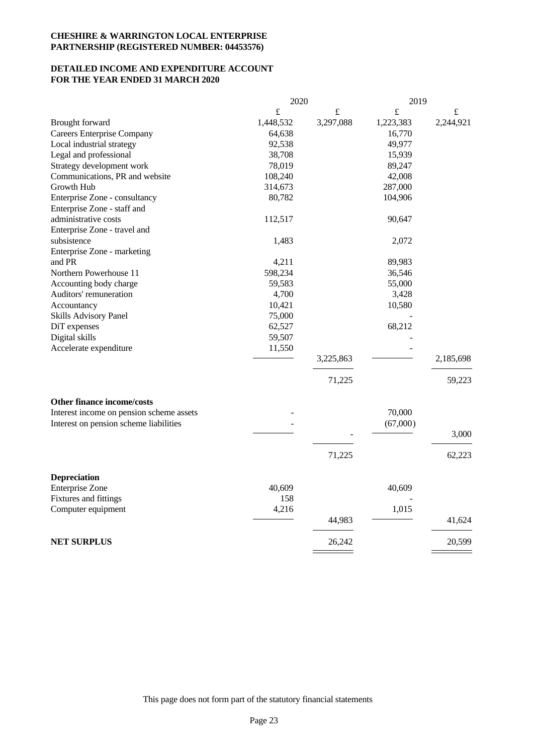**CHESHIRE & WARRINGTON LOCAL ENTERPRISE PARTNERSHIP (REGISTERED NUMBER: 04453576)**

**DETAILED INCOME AND EXPENDITURE ACCOUNT FOR THE YEAR ENDED 31 MARCH 2020**

| | 2020 | | 2019 | |
|---|---|---|---|---|
| | £ | £ | £ | £ |
| Brought forward | 1,448,532 | 3,297,088 | 1,223,383 | 2,244,921 |
| Careers Enterprise Company | 64,638 | | 16,770 | |
| Local industrial strategy | 92,538 | | 49,977 | |
| Legal and professional | 38,708 | | 15,939 | |
| Strategy development work | 78,019 | | 89,247 | |
| Communications, PR and website | 108,240 | | 42,008 | |
| Growth Hub | 314,673 | | 287,000 | |
| Enterprise Zone - consultancy | 80,782 | | 104,906 | |
| Enterprise Zone - staff and administrative costs | 112,517 | | 90,647 | |
| Enterprise Zone - travel and subsistence | 1,483 | | 2,072 | |
| Enterprise Zone - marketing and PR | 4,211 | | 89,983 | |
| Northern Powerhouse 11 | 598,234 | | 36,546 | |
| Accounting body charge | 59,583 | | 55,000 | |
| Auditors' remuneration | 4,700 | | 3,428 | |
| Accountancy | 10,421 | | 10,580 | |
| Skills Advisory Panel | 75,000 | | - | |
| DiT expenses | 62,527 | | 68,212 | |
| Digital skills | 59,507 | | - | |
| Accelerate expenditure | 11,550 | | - | |
| | | 3,225,863 | | 2,185,698 |
| | | 71,225 | | 59,223 |
| **Other finance income/costs** | | | | |
| Interest income on pension scheme assets | - | | 70,000 | |
| Interest on pension scheme liabilities | - | | (67,000) | |
| | | - | | 3,000 |
| | | 71,225 | | 62,223 |
| **Depreciation** | | | | |
| Enterprise Zone | 40,609 | | 40,609 | |
| Fixtures and fittings | 158 | | - | |
| Computer equipment | 4,216 | | 1,015 | |
| | | 44,983 | | 41,624 |
| **NET SURPLUS** | | 26,242 | | 20,599 |

This page does not form part of the statutory financial statements